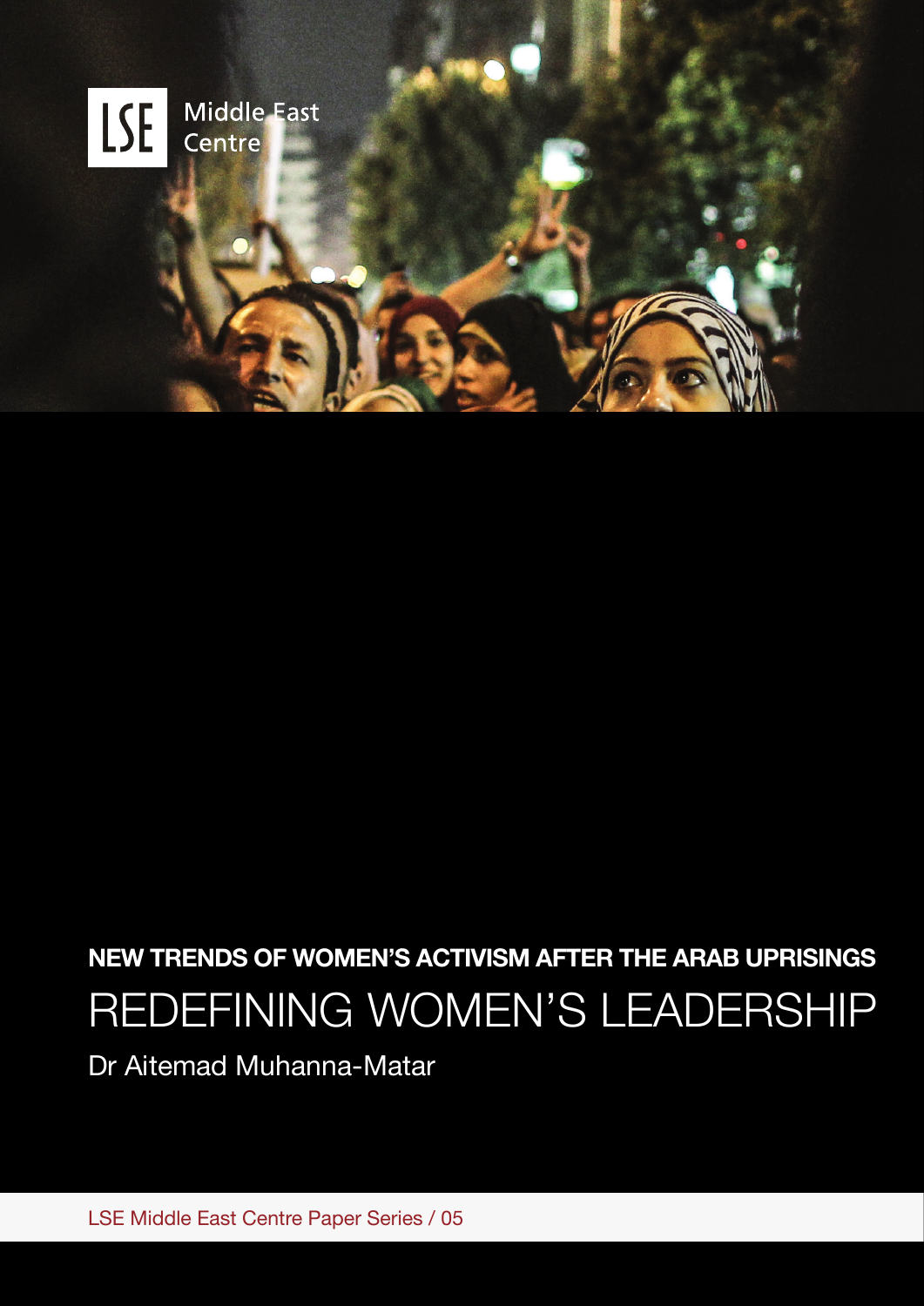LSE Middle East Centre

**NEW TRENDS OF WOMEN'S ACTIVISM AFTER THE ARAB UPRISINGS**

# REDEFINING WOMEN'S LEADERSHIP

Dr Aitemad Muhanna-Matar

LSE Middle East Centre Paper Series / 05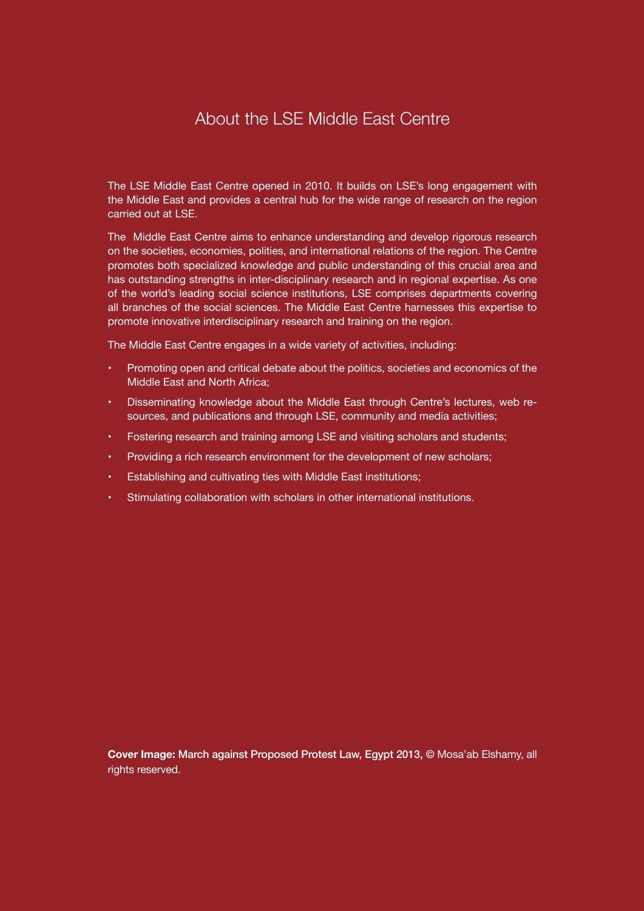# About the LSE Middle East Centre

The LSE Middle East Centre opened in 2010. It builds on LSE's long engagement with the Middle East and provides a central hub for the wide range of research on the region carried out at LSE.

The Middle East Centre aims to enhance understanding and develop rigorous research on the societies, economies, polities, and international relations of the region. The Centre promotes both specialized knowledge and public understanding of this crucial area and has outstanding strengths in inter-disciplinary research and in regional expertise. As one of the world's leading social science institutions, LSE comprises departments covering all branches of the social sciences. The Middle East Centre harnesses this expertise to promote innovative interdisciplinary research and training on the region.

The Middle East Centre engages in a wide variety of activities, including:

- Promoting open and critical debate about the politics, societies and economics of the Middle East and North Africa;
- Disseminating knowledge about the Middle East through Centre's lectures, web resources, and publications and through LSE, community and media activities;
- Fostering research and training among LSE and visiting scholars and students;
- Providing a rich research environment for the development of new scholars;
- Establishing and cultivating ties with Middle East institutions;
- Stimulating collaboration with scholars in other international institutions.

**Cover Image: March against Proposed Protest Law, Egypt 2013,** © Mosa'ab Elshamy, all rights reserved.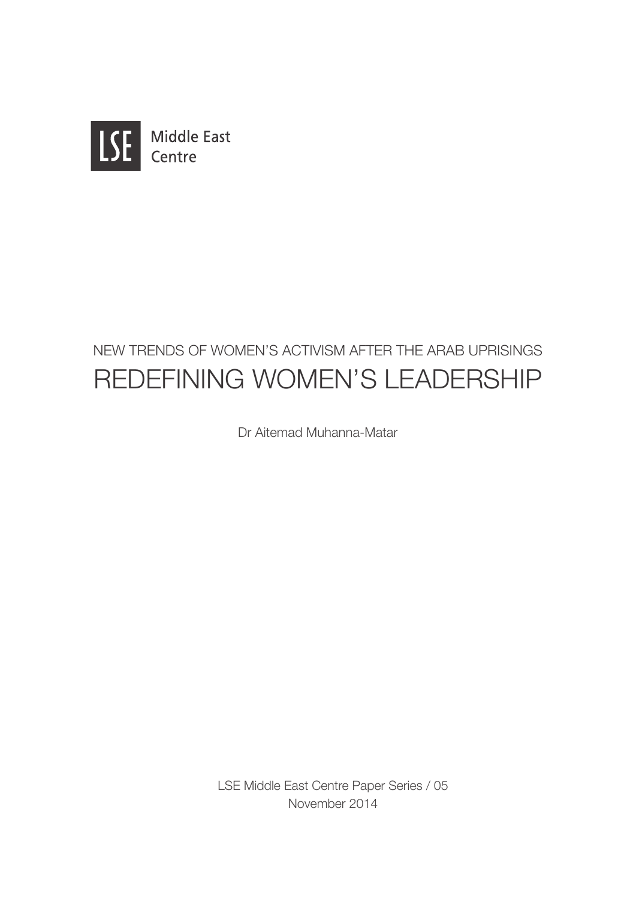LSE Middle East Centre

NEW TRENDS OF WOMEN'S ACTIVISM AFTER THE ARAB UPRISINGS

# REDEFINING WOMEN'S LEADERSHIP

Dr Aitemad Muhanna-Matar

LSE Middle East Centre Paper Series / 05

November 2014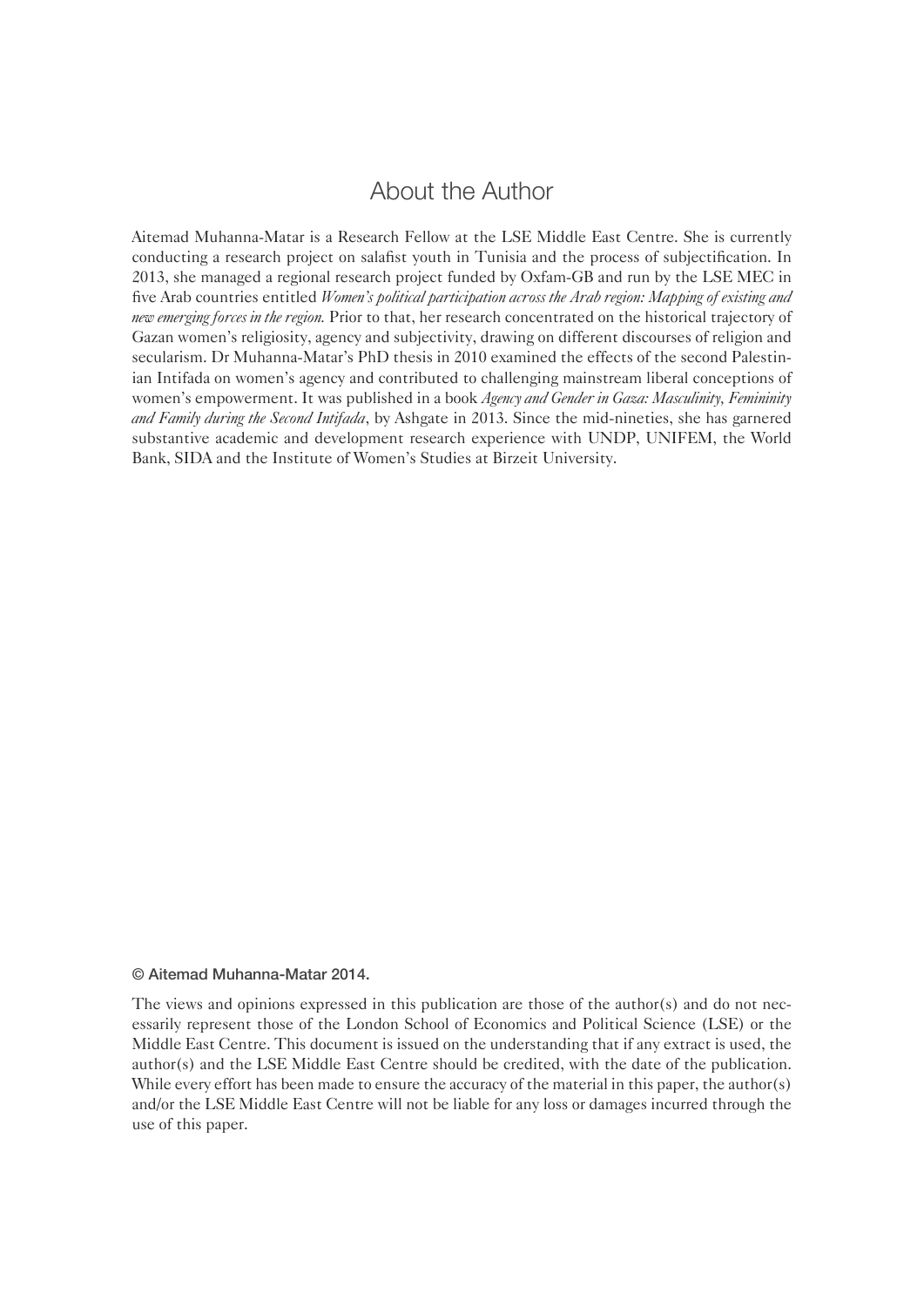# About the Author

Aitemad Muhanna-Matar is a Research Fellow at the LSE Middle East Centre. She is currently conducting a research project on salafist youth in Tunisia and the process of subjectification. In 2013, she managed a regional research project funded by Oxfam-GB and run by the LSE MEC in five Arab countries entitled *Women's political participation across the Arab region: Mapping of existing and new emerging forces in the region.* Prior to that, her research concentrated on the historical trajectory of Gazan women's religiosity, agency and subjectivity, drawing on different discourses of religion and secularism. Dr Muhanna-Matar's PhD thesis in 2010 examined the effects of the second Palestinian Intifada on women's agency and contributed to challenging mainstream liberal conceptions of women's empowerment. It was published in a book *Agency and Gender in Gaza: Masculinity, Femininity and Family during the Second Intifada*, by Ashgate in 2013. Since the mid-nineties, she has garnered substantive academic and development research experience with UNDP, UNIFEM, the World Bank, SIDA and the Institute of Women's Studies at Birzeit University.

**© Aitemad Muhanna-Matar 2014.**

The views and opinions expressed in this publication are those of the author(s) and do not necessarily represent those of the London School of Economics and Political Science (LSE) or the Middle East Centre. This document is issued on the understanding that if any extract is used, the author(s) and the LSE Middle East Centre should be credited, with the date of the publication. While every effort has been made to ensure the accuracy of the material in this paper, the author(s) and/or the LSE Middle East Centre will not be liable for any loss or damages incurred through the use of this paper.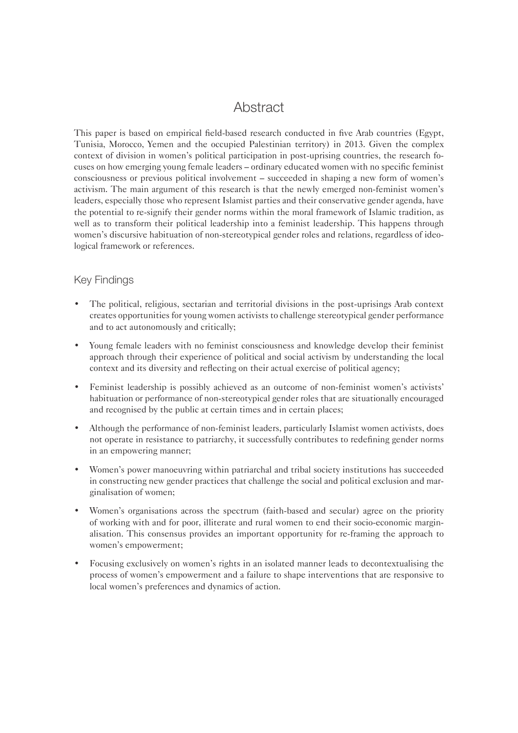# Abstract

This paper is based on empirical field-based research conducted in five Arab countries (Egypt, Tunisia, Morocco, Yemen and the occupied Palestinian territory) in 2013. Given the complex context of division in women's political participation in post-uprising countries, the research focuses on how emerging young female leaders – ordinary educated women with no specific feminist consciousness or previous political involvement – succeeded in shaping a new form of women's activism. The main argument of this research is that the newly emerged non-feminist women's leaders, especially those who represent Islamist parties and their conservative gender agenda, have the potential to re-signify their gender norms within the moral framework of Islamic tradition, as well as to transform their political leadership into a feminist leadership. This happens through women's discursive habituation of non-stereotypical gender roles and relations, regardless of ideological framework or references.

## Key Findings

- The political, religious, sectarian and territorial divisions in the post-uprisings Arab context creates opportunities for young women activists to challenge stereotypical gender performance and to act autonomously and critically;
- Young female leaders with no feminist consciousness and knowledge develop their feminist approach through their experience of political and social activism by understanding the local context and its diversity and reflecting on their actual exercise of political agency;
- Feminist leadership is possibly achieved as an outcome of non-feminist women's activists' habituation or performance of non-stereotypical gender roles that are situationally encouraged and recognised by the public at certain times and in certain places;
- Although the performance of non-feminist leaders, particularly Islamist women activists, does not operate in resistance to patriarchy, it successfully contributes to redefining gender norms in an empowering manner;
- Women's power manoeuvring within patriarchal and tribal society institutions has succeeded in constructing new gender practices that challenge the social and political exclusion and marginalisation of women;
- Women's organisations across the spectrum (faith-based and secular) agree on the priority of working with and for poor, illiterate and rural women to end their socio-economic marginalisation. This consensus provides an important opportunity for re-framing the approach to women's empowerment;
- Focusing exclusively on women's rights in an isolated manner leads to decontextualising the process of women's empowerment and a failure to shape interventions that are responsive to local women's preferences and dynamics of action.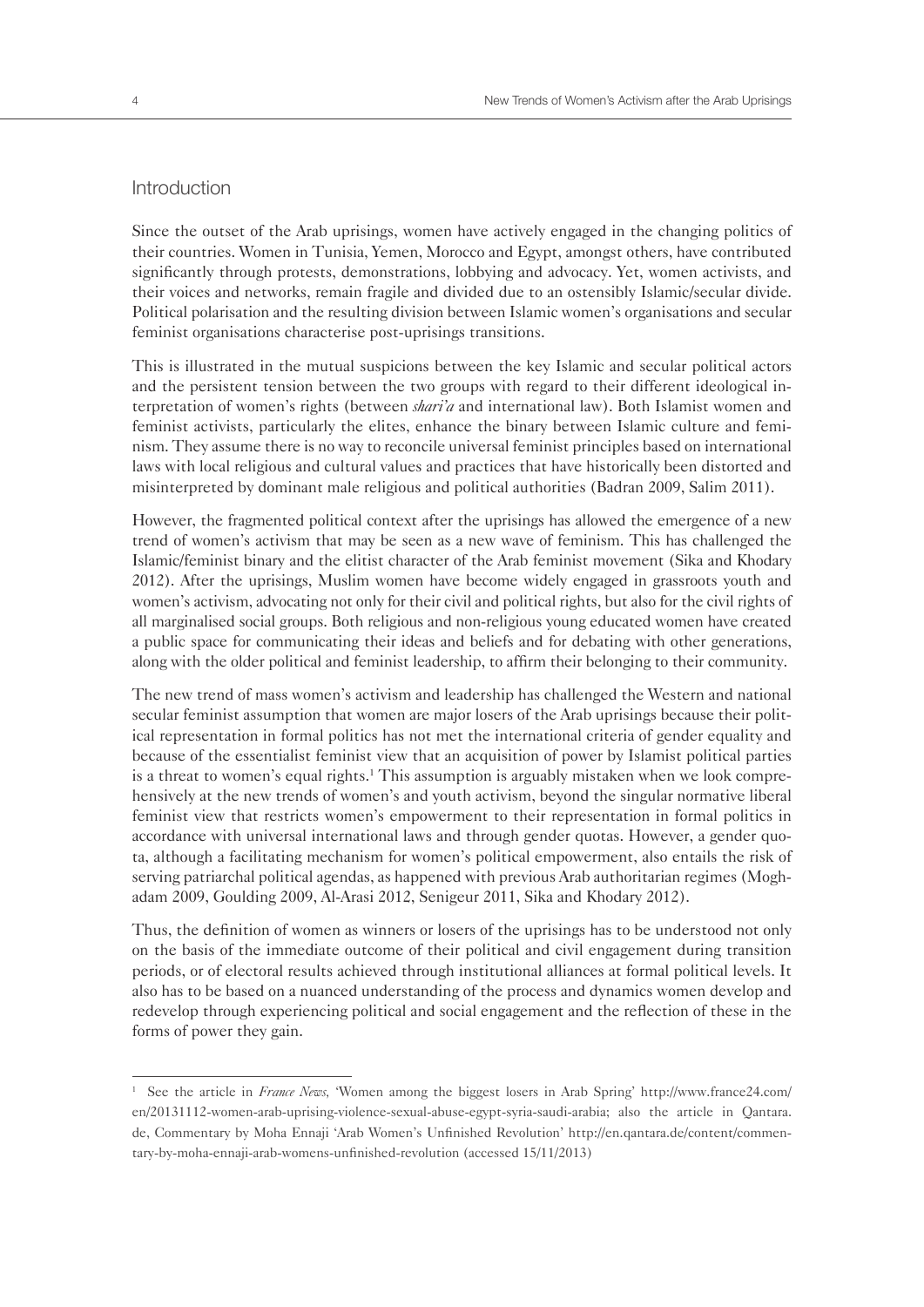## Introduction

Since the outset of the Arab uprisings, women have actively engaged in the changing politics of their countries. Women in Tunisia, Yemen, Morocco and Egypt, amongst others, have contributed significantly through protests, demonstrations, lobbying and advocacy. Yet, women activists, and their voices and networks, remain fragile and divided due to an ostensibly Islamic/secular divide. Political polarisation and the resulting division between Islamic women's organisations and secular feminist organisations characterise post-uprisings transitions.

This is illustrated in the mutual suspicions between the key Islamic and secular political actors and the persistent tension between the two groups with regard to their different ideological interpretation of women's rights (between *sharī'a* and international law). Both Islamist women and feminist activists, particularly the elites, enhance the binary between Islamic culture and feminism. They assume there is no way to reconcile universal feminist principles based on international laws with local religious and cultural values and practices that have historically been distorted and misinterpreted by dominant male religious and political authorities (Badran 2009, Salim 2011).

However, the fragmented political context after the uprisings has allowed the emergence of a new trend of women's activism that may be seen as a new wave of feminism. This has challenged the Islamic/feminist binary and the elitist character of the Arab feminist movement (Sika and Khodary 2012). After the uprisings, Muslim women have become widely engaged in grassroots youth and women's activism, advocating not only for their civil and political rights, but also for the civil rights of all marginalised social groups. Both religious and non-religious young educated women have created a public space for communicating their ideas and beliefs and for debating with other generations, along with the older political and feminist leadership, to affirm their belonging to their community.

The new trend of mass women's activism and leadership has challenged the Western and national secular feminist assumption that women are major losers of the Arab uprisings because their political representation in formal politics has not met the international criteria of gender equality and because of the essentialist feminist view that an acquisition of power by Islamist political parties is a threat to women's equal rights.[1] This assumption is arguably mistaken when we look comprehensively at the new trends of women's and youth activism, beyond the singular normative liberal feminist view that restricts women's empowerment to their representation in formal politics in accordance with universal international laws and through gender quotas. However, a gender quota, although a facilitating mechanism for women's political empowerment, also entails the risk of serving patriarchal political agendas, as happened with previous Arab authoritarian regimes (Moghadam 2009, Goulding 2009, Al-Arasi 2012, Senigeur 2011, Sika and Khodary 2012).

Thus, the definition of women as winners or losers of the uprisings has to be understood not only on the basis of the immediate outcome of their political and civil engagement during transition periods, or of electoral results achieved through institutional alliances at formal political levels. It also has to be based on a nuanced understanding of the process and dynamics women develop and redevelop through experiencing political and social engagement and the reflection of these in the forms of power they gain.

---

[1] See the article in *France News*, 'Women among the biggest losers in Arab Spring' http://www.france24.com/en/20131112-women-arab-uprising-violence-sexual-abuse-egypt-syria-saudi-arabia; also the article in Qantara.de, Commentary by Moha Ennaji 'Arab Women's Unfinished Revolution' http://en.qantara.de/content/commentary-by-moha-ennaji-arab-womens-unfinished-revolution (accessed 15/11/2013)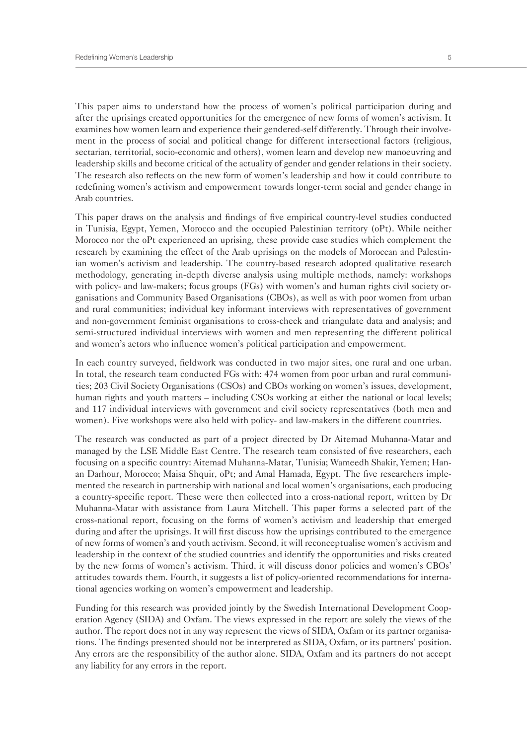This paper aims to understand how the process of women's political participation during and after the uprisings created opportunities for the emergence of new forms of women's activism. It examines how women learn and experience their gendered-self differently. Through their involvement in the process of social and political change for different intersectional factors (religious, sectarian, territorial, socio-economic and others), women learn and develop new manoeuvring and leadership skills and become critical of the actuality of gender and gender relations in their society. The research also reflects on the new form of women's leadership and how it could contribute to redefining women's activism and empowerment towards longer-term social and gender change in Arab countries.

This paper draws on the analysis and findings of five empirical country-level studies conducted in Tunisia, Egypt, Yemen, Morocco and the occupied Palestinian territory (oPt). While neither Morocco nor the oPt experienced an uprising, these provide case studies which complement the research by examining the effect of the Arab uprisings on the models of Moroccan and Palestinian women's activism and leadership. The country-based research adopted qualitative research methodology, generating in-depth diverse analysis using multiple methods, namely: workshops with policy- and law-makers; focus groups (FGs) with women's and human rights civil society organisations and Community Based Organisations (CBOs), as well as with poor women from urban and rural communities; individual key informant interviews with representatives of government and non-government feminist organisations to cross-check and triangulate data and analysis; and semi-structured individual interviews with women and men representing the different political and women's actors who influence women's political participation and empowerment.

In each country surveyed, fieldwork was conducted in two major sites, one rural and one urban. In total, the research team conducted FGs with: 474 women from poor urban and rural communities; 203 Civil Society Organisations (CSOs) and CBOs working on women's issues, development, human rights and youth matters – including CSOs working at either the national or local levels; and 117 individual interviews with government and civil society representatives (both men and women). Five workshops were also held with policy- and law-makers in the different countries.

The research was conducted as part of a project directed by Dr Aitemad Muhanna-Matar and managed by the LSE Middle East Centre. The research team consisted of five researchers, each focusing on a specific country: Aitemad Muhanna-Matar, Tunisia; Wameedh Shakir, Yemen; Hanan Darhour, Morocco; Maisa Shquir, oPt; and Amal Hamada, Egypt. The five researchers implemented the research in partnership with national and local women's organisations, each producing a country-specific report. These were then collected into a cross-national report, written by Dr Muhanna-Matar with assistance from Laura Mitchell. This paper forms a selected part of the cross-national report, focusing on the forms of women's activism and leadership that emerged during and after the uprisings. It will first discuss how the uprisings contributed to the emergence of new forms of women's and youth activism. Second, it will reconceptualise women's activism and leadership in the context of the studied countries and identify the opportunities and risks created by the new forms of women's activism. Third, it will discuss donor policies and women's CBOs' attitudes towards them. Fourth, it suggests a list of policy-oriented recommendations for international agencies working on women's empowerment and leadership.

Funding for this research was provided jointly by the Swedish International Development Cooperation Agency (SIDA) and Oxfam. The views expressed in the report are solely the views of the author. The report does not in any way represent the views of SIDA, Oxfam or its partner organisations. The findings presented should not be interpreted as SIDA, Oxfam, or its partners' position. Any errors are the responsibility of the author alone. SIDA, Oxfam and its partners do not accept any liability for any errors in the report.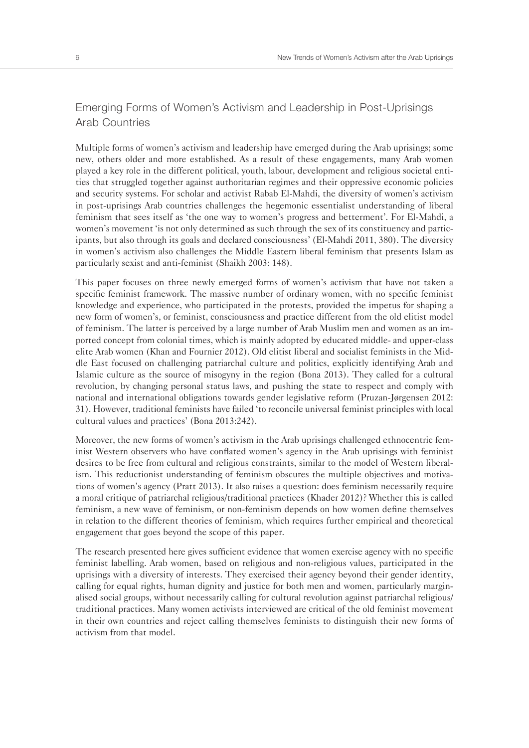## Emerging Forms of Women's Activism and Leadership in Post-Uprisings Arab Countries

Multiple forms of women's activism and leadership have emerged during the Arab uprisings; some new, others older and more established. As a result of these engagements, many Arab women played a key role in the different political, youth, labour, development and religious societal entities that struggled together against authoritarian regimes and their oppressive economic policies and security systems. For scholar and activist Rabab El-Mahdi, the diversity of women's activism in post-uprisings Arab countries challenges the hegemonic essentialist understanding of liberal feminism that sees itself as 'the one way to women's progress and betterment'. For El-Mahdi, a women's movement 'is not only determined as such through the sex of its constituency and participants, but also through its goals and declared consciousness' (El-Mahdi 2011, 380). The diversity in women's activism also challenges the Middle Eastern liberal feminism that presents Islam as particularly sexist and anti-feminist (Shaikh 2003: 148).

This paper focuses on three newly emerged forms of women's activism that have not taken a specific feminist framework. The massive number of ordinary women, with no specific feminist knowledge and experience, who participated in the protests, provided the impetus for shaping a new form of women's, or feminist, consciousness and practice different from the old elitist model of feminism. The latter is perceived by a large number of Arab Muslim men and women as an imported concept from colonial times, which is mainly adopted by educated middle- and upper-class elite Arab women (Khan and Fournier 2012). Old elitist liberal and socialist feminists in the Middle East focused on challenging patriarchal culture and politics, explicitly identifying Arab and Islamic culture as the source of misogyny in the region (Bona 2013). They called for a cultural revolution, by changing personal status laws, and pushing the state to respect and comply with national and international obligations towards gender legislative reform (Pruzan-Jørgensen 2012: 31). However, traditional feminists have failed 'to reconcile universal feminist principles with local cultural values and practices' (Bona 2013:242).

Moreover, the new forms of women's activism in the Arab uprisings challenged ethnocentric feminist Western observers who have conflated women's agency in the Arab uprisings with feminist desires to be free from cultural and religious constraints, similar to the model of Western liberalism. This reductionist understanding of feminism obscures the multiple objectives and motivations of women's agency (Pratt 2013). It also raises a question: does feminism necessarily require a moral critique of patriarchal religious/traditional practices (Khader 2012)? Whether this is called feminism, a new wave of feminism, or non-feminism depends on how women define themselves in relation to the different theories of feminism, which requires further empirical and theoretical engagement that goes beyond the scope of this paper.

The research presented here gives sufficient evidence that women exercise agency with no specific feminist labelling. Arab women, based on religious and non-religious values, participated in the uprisings with a diversity of interests. They exercised their agency beyond their gender identity, calling for equal rights, human dignity and justice for both men and women, particularly marginalised social groups, without necessarily calling for cultural revolution against patriarchal religious/traditional practices. Many women activists interviewed are critical of the old feminist movement in their own countries and reject calling themselves feminists to distinguish their new forms of activism from that model.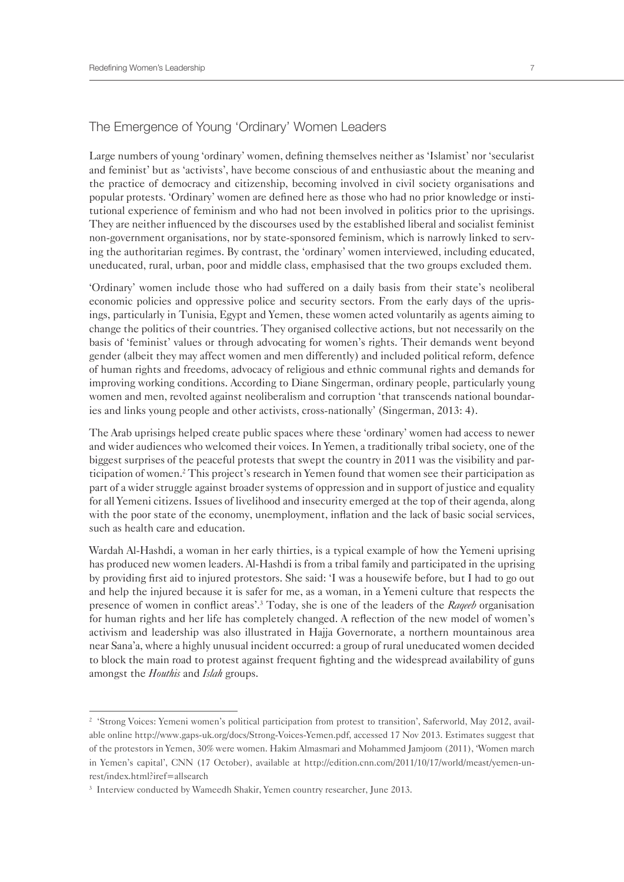## The Emergence of Young 'Ordinary' Women Leaders

Large numbers of young 'ordinary' women, defining themselves neither as 'Islamist' nor 'secularist and feminist' but as 'activists', have become conscious of and enthusiastic about the meaning and the practice of democracy and citizenship, becoming involved in civil society organisations and popular protests. 'Ordinary' women are defined here as those who had no prior knowledge or institutional experience of feminism and who had not been involved in politics prior to the uprisings. They are neither influenced by the discourses used by the established liberal and socialist feminist non-government organisations, nor by state-sponsored feminism, which is narrowly linked to serving the authoritarian regimes. By contrast, the 'ordinary' women interviewed, including educated, uneducated, rural, urban, poor and middle class, emphasised that the two groups excluded them.

'Ordinary' women include those who had suffered on a daily basis from their state's neoliberal economic policies and oppressive police and security sectors. From the early days of the uprisings, particularly in Tunisia, Egypt and Yemen, these women acted voluntarily as agents aiming to change the politics of their countries. They organised collective actions, but not necessarily on the basis of 'feminist' values or through advocating for women's rights. Their demands went beyond gender (albeit they may affect women and men differently) and included political reform, defence of human rights and freedoms, advocacy of religious and ethnic communal rights and demands for improving working conditions. According to Diane Singerman, ordinary people, particularly young women and men, revolted against neoliberalism and corruption 'that transcends national boundaries and links young people and other activists, cross-nationally' (Singerman, 2013: 4).

The Arab uprisings helped create public spaces where these 'ordinary' women had access to newer and wider audiences who welcomed their voices. In Yemen, a traditionally tribal society, one of the biggest surprises of the peaceful protests that swept the country in 2011 was the visibility and participation of women.[2] This project's research in Yemen found that women see their participation as part of a wider struggle against broader systems of oppression and in support of justice and equality for all Yemeni citizens. Issues of livelihood and insecurity emerged at the top of their agenda, along with the poor state of the economy, unemployment, inflation and the lack of basic social services, such as health care and education.

Wardah Al-Hashdi, a woman in her early thirties, is a typical example of how the Yemeni uprising has produced new women leaders. Al-Hashdi is from a tribal family and participated in the uprising by providing first aid to injured protestors. She said: 'I was a housewife before, but I had to go out and help the injured because it is safer for me, as a woman, in a Yemeni culture that respects the presence of women in conflict areas'.[3] Today, she is one of the leaders of the *Raqeeb* organisation for human rights and her life has completely changed. A reflection of the new model of women's activism and leadership was also illustrated in Hajja Governorate, a northern mountainous area near Sana'a, where a highly unusual incident occurred: a group of rural uneducated women decided to block the main road to protest against frequent fighting and the widespread availability of guns amongst the *Houthis* and *Islah* groups.

---

[2] 'Strong Voices: Yemeni women's political participation from protest to transition', Saferworld, May 2012, available online http://www.gaps-uk.org/docs/Strong-Voices-Yemen.pdf, accessed 17 Nov 2013. Estimates suggest that of the protestors in Yemen, 30% were women. Hakim Almasmari and Mohammed Jamjoom (2011), 'Women march in Yemen's capital', CNN (17 October), available at http://edition.cnn.com/2011/10/17/world/meast/yemen-unrest/index.html?iref=allsearch

[3] Interview conducted by Wameedh Shakir, Yemen country researcher, June 2013.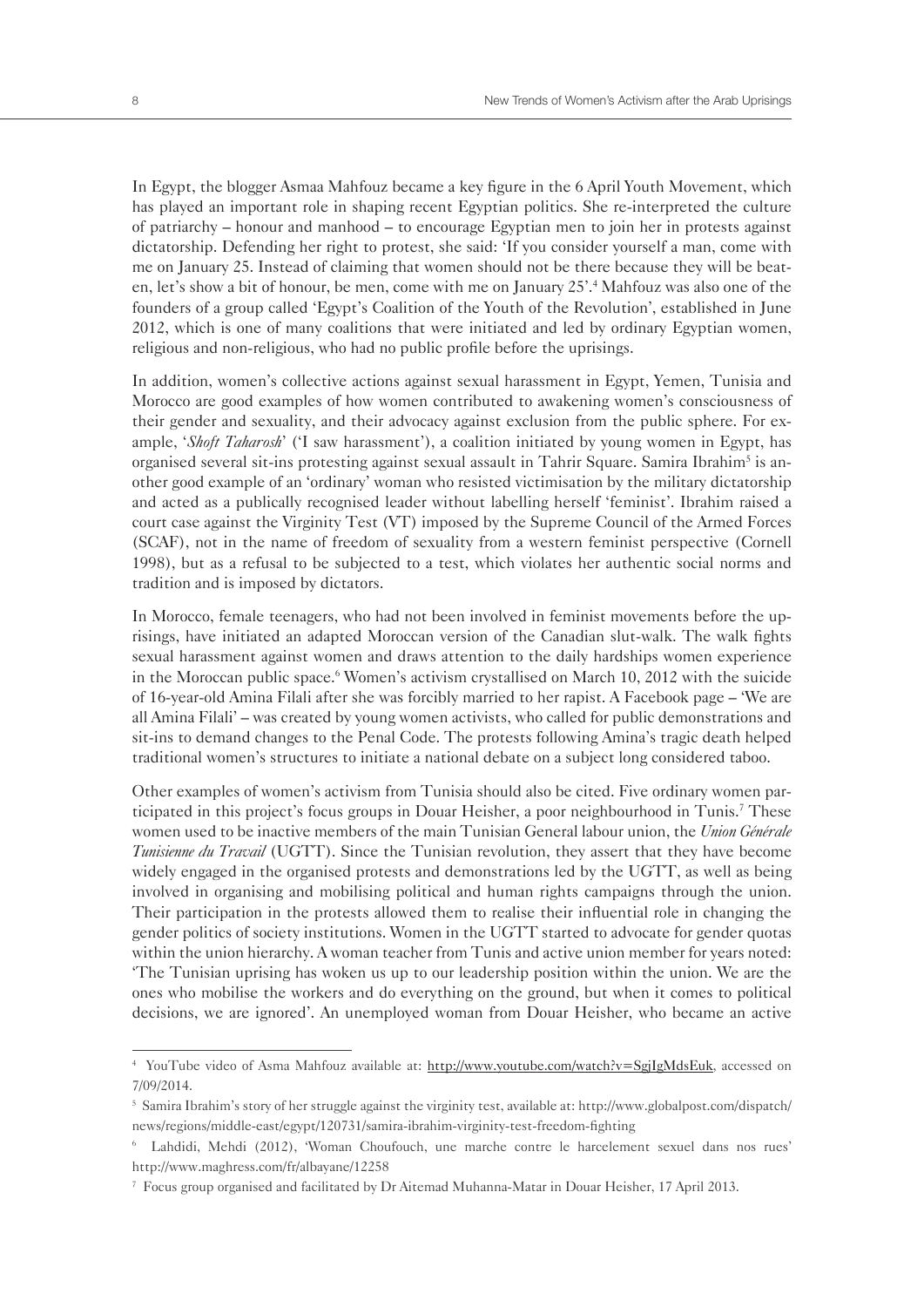In Egypt, the blogger Asmaa Mahfouz became a key figure in the 6 April Youth Movement, which has played an important role in shaping recent Egyptian politics. She re-interpreted the culture of patriarchy – honour and manhood – to encourage Egyptian men to join her in protests against dictatorship. Defending her right to protest, she said: 'If you consider yourself a man, come with me on January 25. Instead of claiming that women should not be there because they will be beaten, let's show a bit of honour, be men, come with me on January 25'.[4] Mahfouz was also one of the founders of a group called 'Egypt's Coalition of the Youth of the Revolution', established in June 2012, which is one of many coalitions that were initiated and led by ordinary Egyptian women, religious and non-religious, who had no public profile before the uprisings.

In addition, women's collective actions against sexual harassment in Egypt, Yemen, Tunisia and Morocco are good examples of how women contributed to awakening women's consciousness of their gender and sexuality, and their advocacy against exclusion from the public sphere. For example, '*Shoft Taharosh*' ('I saw harassment'), a coalition initiated by young women in Egypt, has organised several sit-ins protesting against sexual assault in Tahrir Square. Samira Ibrahim[5] is another good example of an 'ordinary' woman who resisted victimisation by the military dictatorship and acted as a publically recognised leader without labelling herself 'feminist'. Ibrahim raised a court case against the Virginity Test (VT) imposed by the Supreme Council of the Armed Forces (SCAF), not in the name of freedom of sexuality from a western feminist perspective (Cornell 1998), but as a refusal to be subjected to a test, which violates her authentic social norms and tradition and is imposed by dictators.

In Morocco, female teenagers, who had not been involved in feminist movements before the uprisings, have initiated an adapted Moroccan version of the Canadian slut-walk. The walk fights sexual harassment against women and draws attention to the daily hardships women experience in the Moroccan public space.[6] Women's activism crystallised on March 10, 2012 with the suicide of 16-year-old Amina Filali after she was forcibly married to her rapist. A Facebook page – 'We are all Amina Filali' – was created by young women activists, who called for public demonstrations and sit-ins to demand changes to the Penal Code. The protests following Amina's tragic death helped traditional women's structures to initiate a national debate on a subject long considered taboo.

Other examples of women's activism from Tunisia should also be cited. Five ordinary women participated in this project's focus groups in Douar Heisher, a poor neighbourhood in Tunis.[7] These women used to be inactive members of the main Tunisian General labour union, the *Union Générale Tunisienne du Travail* (UGTT). Since the Tunisian revolution, they assert that they have become widely engaged in the organised protests and demonstrations led by the UGTT, as well as being involved in organising and mobilising political and human rights campaigns through the union. Their participation in the protests allowed them to realise their influential role in changing the gender politics of society institutions. Women in the UGTT started to advocate for gender quotas within the union hierarchy. A woman teacher from Tunis and active union member for years noted: 'The Tunisian uprising has woken us up to our leadership position within the union. We are the ones who mobilise the workers and do everything on the ground, but when it comes to political decisions, we are ignored'. An unemployed woman from Douar Heisher, who became an active

---

[4] YouTube video of Asma Mahfouz available at: http://www.youtube.com/watch?v=SgjIgMdsEuk, accessed on 7/09/2014.

[5] Samira Ibrahim's story of her struggle against the virginity test, available at: http://www.globalpost.com/dispatch/news/regions/middle-east/egypt/120731/samira-ibrahim-virginity-test-freedom-fighting

[6] Lahdidi, Mehdi (2012), 'Woman Choufouch, une marche contre le harcelement sexuel dans nos rues' http://www.maghress.com/fr/albayane/12258

[7] Focus group organised and facilitated by Dr Aitemad Muhanna-Matar in Douar Heisher, 17 April 2013.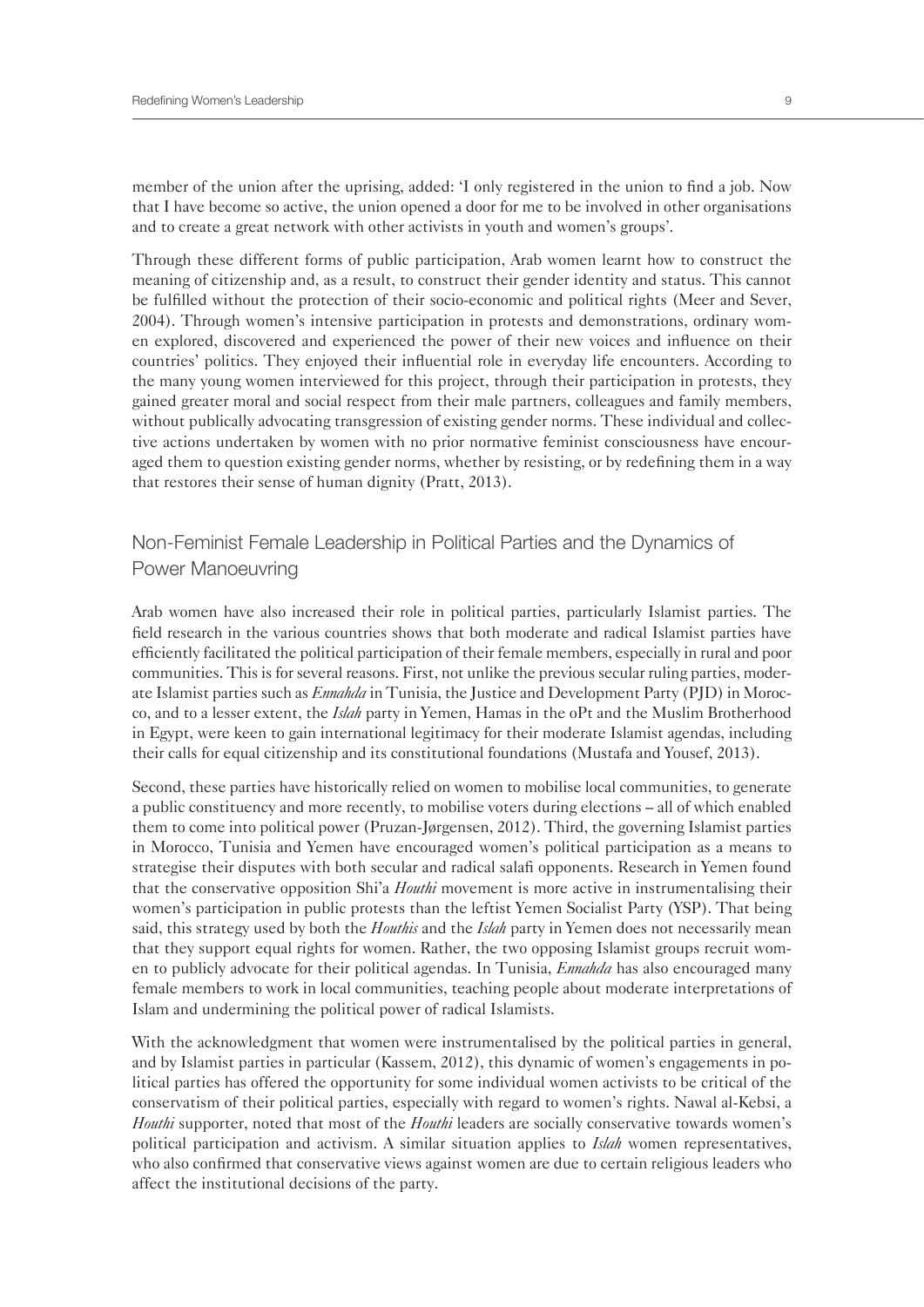member of the union after the uprising, added: 'I only registered in the union to find a job. Now that I have become so active, the union opened a door for me to be involved in other organisations and to create a great network with other activists in youth and women's groups'.

Through these different forms of public participation, Arab women learnt how to construct the meaning of citizenship and, as a result, to construct their gender identity and status. This cannot be fulfilled without the protection of their socio-economic and political rights (Meer and Sever, 2004). Through women's intensive participation in protests and demonstrations, ordinary women explored, discovered and experienced the power of their new voices and influence on their countries' politics. They enjoyed their influential role in everyday life encounters. According to the many young women interviewed for this project, through their participation in protests, they gained greater moral and social respect from their male partners, colleagues and family members, without publically advocating transgression of existing gender norms. These individual and collective actions undertaken by women with no prior normative feminist consciousness have encouraged them to question existing gender norms, whether by resisting, or by redefining them in a way that restores their sense of human dignity (Pratt, 2013).

## Non-Feminist Female Leadership in Political Parties and the Dynamics of Power Manoeuvring

Arab women have also increased their role in political parties, particularly Islamist parties. The field research in the various countries shows that both moderate and radical Islamist parties have efficiently facilitated the political participation of their female members, especially in rural and poor communities. This is for several reasons. First, not unlike the previous secular ruling parties, moderate Islamist parties such as *Ennahda* in Tunisia, the Justice and Development Party (PJD) in Morocco, and to a lesser extent, the *Islah* party in Yemen, Hamas in the oPt and the Muslim Brotherhood in Egypt, were keen to gain international legitimacy for their moderate Islamist agendas, including their calls for equal citizenship and its constitutional foundations (Mustafa and Yousef, 2013).

Second, these parties have historically relied on women to mobilise local communities, to generate a public constituency and more recently, to mobilise voters during elections – all of which enabled them to come into political power (Pruzan-Jørgensen, 2012). Third, the governing Islamist parties in Morocco, Tunisia and Yemen have encouraged women's political participation as a means to strategise their disputes with both secular and radical salafi opponents. Research in Yemen found that the conservative opposition Shi'a *Houthi* movement is more active in instrumentalising their women's participation in public protests than the leftist Yemen Socialist Party (YSP). That being said, this strategy used by both the *Houthis* and the *Islah* party in Yemen does not necessarily mean that they support equal rights for women. Rather, the two opposing Islamist groups recruit women to publicly advocate for their political agendas. In Tunisia, *Ennahda* has also encouraged many female members to work in local communities, teaching people about moderate interpretations of Islam and undermining the political power of radical Islamists.

With the acknowledgment that women were instrumentalised by the political parties in general, and by Islamist parties in particular (Kassem, 2012), this dynamic of women's engagements in political parties has offered the opportunity for some individual women activists to be critical of the conservatism of their political parties, especially with regard to women's rights. Nawal al-Kebsi, a *Houthi* supporter, noted that most of the *Houthi* leaders are socially conservative towards women's political participation and activism. A similar situation applies to *Islah* women representatives, who also confirmed that conservative views against women are due to certain religious leaders who affect the institutional decisions of the party.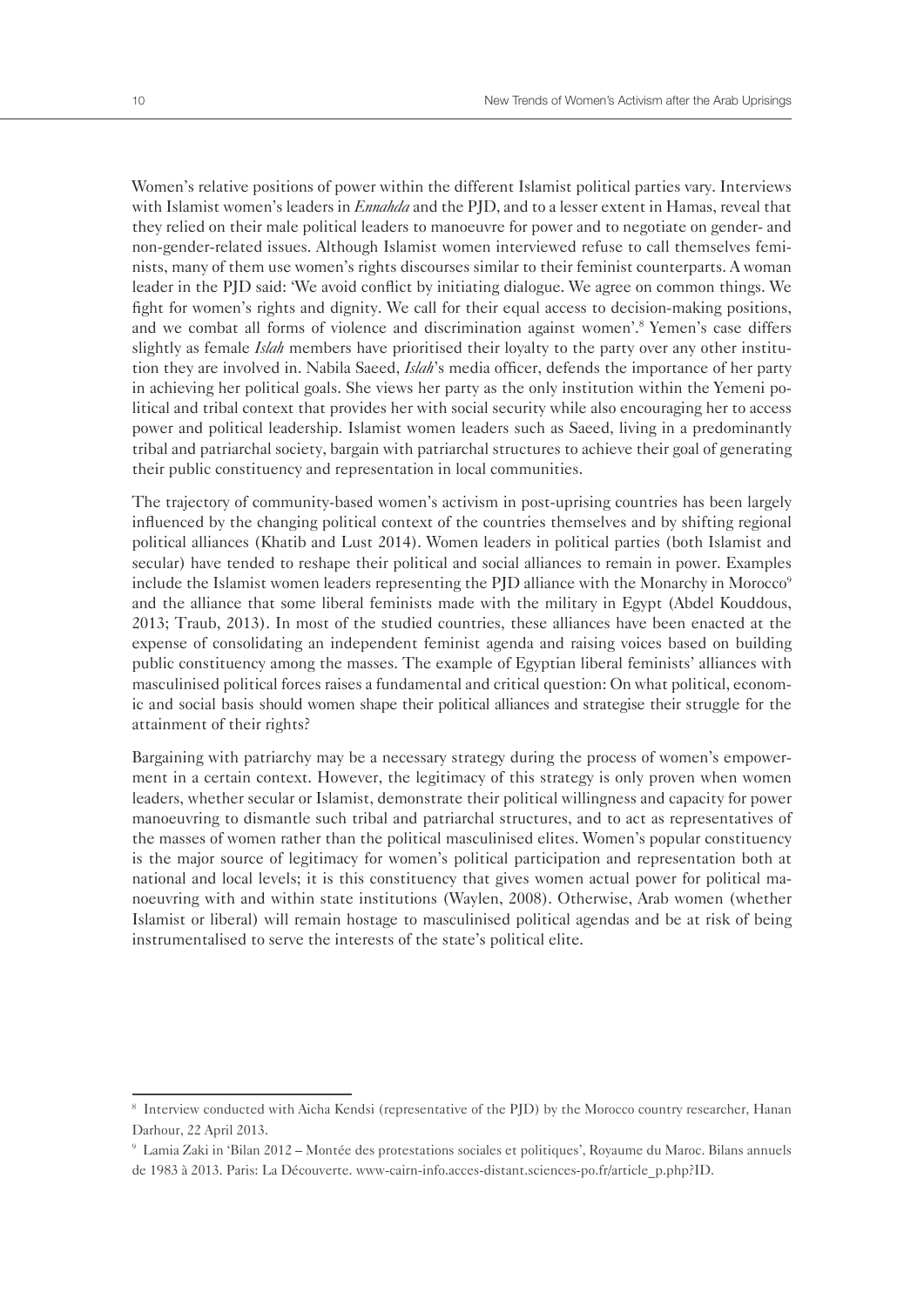Women's relative positions of power within the different Islamist political parties vary. Interviews with Islamist women's leaders in *Ennahda* and the PJD, and to a lesser extent in Hamas, reveal that they relied on their male political leaders to manoeuvre for power and to negotiate on gender- and non-gender-related issues. Although Islamist women interviewed refuse to call themselves feminists, many of them use women's rights discourses similar to their feminist counterparts. A woman leader in the PJD said: 'We avoid conflict by initiating dialogue. We agree on common things. We fight for women's rights and dignity. We call for their equal access to decision-making positions, and we combat all forms of violence and discrimination against women'.[8] Yemen's case differs slightly as female *Islah* members have prioritised their loyalty to the party over any other institution they are involved in. Nabila Saeed, *Islah*'s media officer, defends the importance of her party in achieving her political goals. She views her party as the only institution within the Yemeni political and tribal context that provides her with social security while also encouraging her to access power and political leadership. Islamist women leaders such as Saeed, living in a predominantly tribal and patriarchal society, bargain with patriarchal structures to achieve their goal of generating their public constituency and representation in local communities.

The trajectory of community-based women's activism in post-uprising countries has been largely influenced by the changing political context of the countries themselves and by shifting regional political alliances (Khatib and Lust 2014). Women leaders in political parties (both Islamist and secular) have tended to reshape their political and social alliances to remain in power. Examples include the Islamist women leaders representing the PJD alliance with the Monarchy in Morocco[9] and the alliance that some liberal feminists made with the military in Egypt (Abdel Kouddous, 2013; Traub, 2013). In most of the studied countries, these alliances have been enacted at the expense of consolidating an independent feminist agenda and raising voices based on building public constituency among the masses. The example of Egyptian liberal feminists' alliances with masculinised political forces raises a fundamental and critical question: On what political, economic and social basis should women shape their political alliances and strategise their struggle for the attainment of their rights?

Bargaining with patriarchy may be a necessary strategy during the process of women's empowerment in a certain context. However, the legitimacy of this strategy is only proven when women leaders, whether secular or Islamist, demonstrate their political willingness and capacity for power manoeuvring to dismantle such tribal and patriarchal structures, and to act as representatives of the masses of women rather than the political masculinised elites. Women's popular constituency is the major source of legitimacy for women's political participation and representation both at national and local levels; it is this constituency that gives women actual power for political manoeuvring with and within state institutions (Waylen, 2008). Otherwise, Arab women (whether Islamist or liberal) will remain hostage to masculinised political agendas and be at risk of being instrumentalised to serve the interests of the state's political elite.

---

[8] Interview conducted with Aicha Kendsi (representative of the PJD) by the Morocco country researcher, Hanan Darhour, 22 April 2013.

[9] Lamia Zaki in 'Bilan 2012 – Montée des protestations sociales et politiques', Royaume du Maroc. Bilans annuels de 1983 à 2013. Paris: La Découverte. www-cairn-info.acces-distant.sciences-po.fr/article_p.php?ID.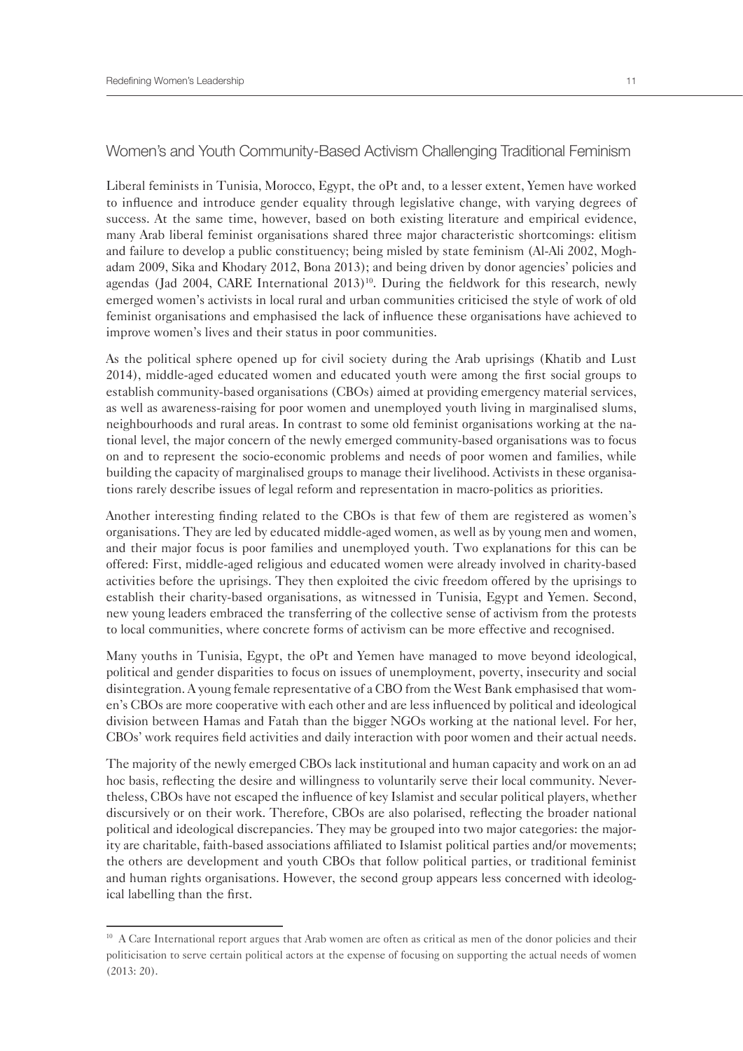## Women's and Youth Community-Based Activism Challenging Traditional Feminism

Liberal feminists in Tunisia, Morocco, Egypt, the oPt and, to a lesser extent, Yemen have worked to influence and introduce gender equality through legislative change, with varying degrees of success. At the same time, however, based on both existing literature and empirical evidence, many Arab liberal feminist organisations shared three major characteristic shortcomings: elitism and failure to develop a public constituency; being misled by state feminism (Al-Ali 2002, Moghadam 2009, Sika and Khodary 2012, Bona 2013); and being driven by donor agencies' policies and agendas (Jad 2004, CARE International 2013)[10]. During the fieldwork for this research, newly emerged women's activists in local rural and urban communities criticised the style of work of old feminist organisations and emphasised the lack of influence these organisations have achieved to improve women's lives and their status in poor communities.

As the political sphere opened up for civil society during the Arab uprisings (Khatib and Lust 2014), middle-aged educated women and educated youth were among the first social groups to establish community-based organisations (CBOs) aimed at providing emergency material services, as well as awareness-raising for poor women and unemployed youth living in marginalised slums, neighbourhoods and rural areas. In contrast to some old feminist organisations working at the national level, the major concern of the newly emerged community-based organisations was to focus on and to represent the socio-economic problems and needs of poor women and families, while building the capacity of marginalised groups to manage their livelihood. Activists in these organisations rarely describe issues of legal reform and representation in macro-politics as priorities.

Another interesting finding related to the CBOs is that few of them are registered as women's organisations. They are led by educated middle-aged women, as well as by young men and women, and their major focus is poor families and unemployed youth. Two explanations for this can be offered: First, middle-aged religious and educated women were already involved in charity-based activities before the uprisings. They then exploited the civic freedom offered by the uprisings to establish their charity-based organisations, as witnessed in Tunisia, Egypt and Yemen. Second, new young leaders embraced the transferring of the collective sense of activism from the protests to local communities, where concrete forms of activism can be more effective and recognised.

Many youths in Tunisia, Egypt, the oPt and Yemen have managed to move beyond ideological, political and gender disparities to focus on issues of unemployment, poverty, insecurity and social disintegration. A young female representative of a CBO from the West Bank emphasised that women's CBOs are more cooperative with each other and are less influenced by political and ideological division between Hamas and Fatah than the bigger NGOs working at the national level. For her, CBOs' work requires field activities and daily interaction with poor women and their actual needs.

The majority of the newly emerged CBOs lack institutional and human capacity and work on an ad hoc basis, reflecting the desire and willingness to voluntarily serve their local community. Nevertheless, CBOs have not escaped the influence of key Islamist and secular political players, whether discursively or on their work. Therefore, CBOs are also polarised, reflecting the broader national political and ideological discrepancies. They may be grouped into two major categories: the majority are charitable, faith-based associations affiliated to Islamist political parties and/or movements; the others are development and youth CBOs that follow political parties, or traditional feminist and human rights organisations. However, the second group appears less concerned with ideological labelling than the first.

---

[10] A Care International report argues that Arab women are often as critical as men of the donor policies and their politicisation to serve certain political actors at the expense of focusing on supporting the actual needs of women (2013: 20).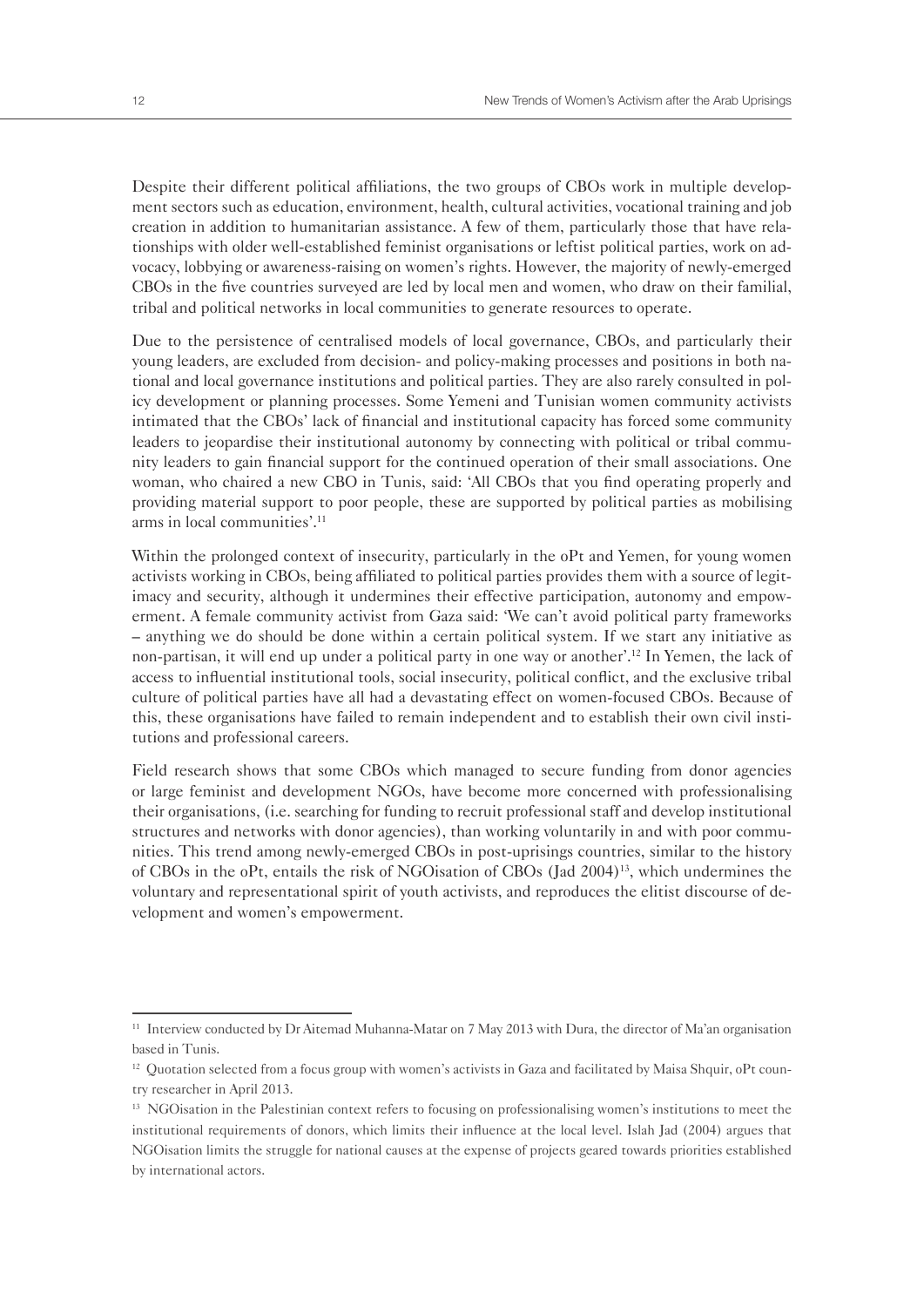Despite their different political affiliations, the two groups of CBOs work in multiple development sectors such as education, environment, health, cultural activities, vocational training and job creation in addition to humanitarian assistance. A few of them, particularly those that have relationships with older well-established feminist organisations or leftist political parties, work on advocacy, lobbying or awareness-raising on women's rights. However, the majority of newly-emerged CBOs in the five countries surveyed are led by local men and women, who draw on their familial, tribal and political networks in local communities to generate resources to operate.

Due to the persistence of centralised models of local governance, CBOs, and particularly their young leaders, are excluded from decision- and policy-making processes and positions in both national and local governance institutions and political parties. They are also rarely consulted in policy development or planning processes. Some Yemeni and Tunisian women community activists intimated that the CBOs' lack of financial and institutional capacity has forced some community leaders to jeopardise their institutional autonomy by connecting with political or tribal community leaders to gain financial support for the continued operation of their small associations. One woman, who chaired a new CBO in Tunis, said: 'All CBOs that you find operating properly and providing material support to poor people, these are supported by political parties as mobilising arms in local communities'.[11]

Within the prolonged context of insecurity, particularly in the oPt and Yemen, for young women activists working in CBOs, being affiliated to political parties provides them with a source of legitimacy and security, although it undermines their effective participation, autonomy and empowerment. A female community activist from Gaza said: 'We can't avoid political party frameworks – anything we do should be done within a certain political system. If we start any initiative as non-partisan, it will end up under a political party in one way or another'.[12] In Yemen, the lack of access to influential institutional tools, social insecurity, political conflict, and the exclusive tribal culture of political parties have all had a devastating effect on women-focused CBOs. Because of this, these organisations have failed to remain independent and to establish their own civil institutions and professional careers.

Field research shows that some CBOs which managed to secure funding from donor agencies or large feminist and development NGOs, have become more concerned with professionalising their organisations, (i.e. searching for funding to recruit professional staff and develop institutional structures and networks with donor agencies), than working voluntarily in and with poor communities. This trend among newly-emerged CBOs in post-uprisings countries, similar to the history of CBOs in the oPt, entails the risk of NGOisation of CBOs (Jad 2004)[13], which undermines the voluntary and representational spirit of youth activists, and reproduces the elitist discourse of development and women's empowerment.

---

[11] Interview conducted by Dr Aitemad Muhanna-Matar on 7 May 2013 with Dura, the director of Ma'an organisation based in Tunis.

[12] Quotation selected from a focus group with women's activists in Gaza and facilitated by Maisa Shquir, oPt country researcher in April 2013.

[13] NGOisation in the Palestinian context refers to focusing on professionalising women's institutions to meet the institutional requirements of donors, which limits their influence at the local level. Islah Jad (2004) argues that NGOisation limits the struggle for national causes at the expense of projects geared towards priorities established by international actors.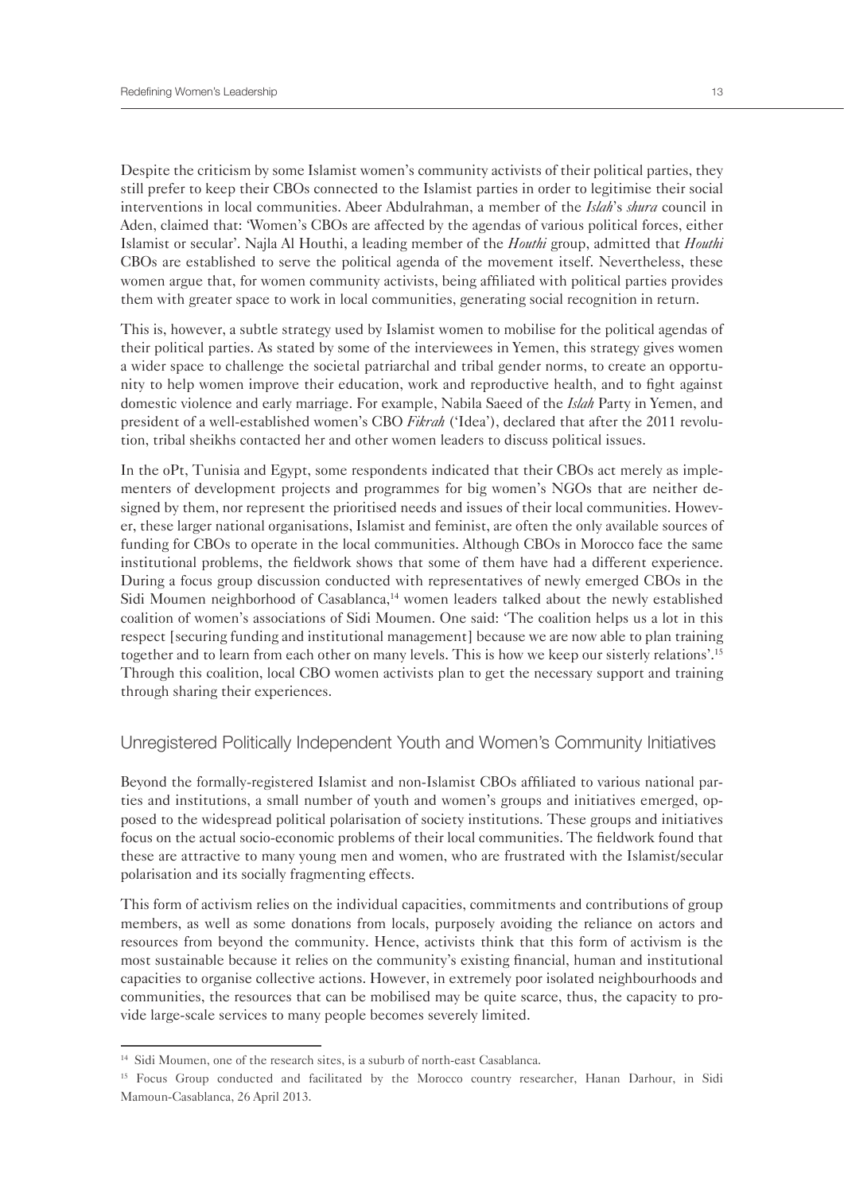Despite the criticism by some Islamist women's community activists of their political parties, they still prefer to keep their CBOs connected to the Islamist parties in order to legitimise their social interventions in local communities. Abeer Abdulrahman, a member of the *Islah*'s *shura* council in Aden, claimed that: 'Women's CBOs are affected by the agendas of various political forces, either Islamist or secular'. Najla Al Houthi, a leading member of the *Houthi* group, admitted that *Houthi* CBOs are established to serve the political agenda of the movement itself. Nevertheless, these women argue that, for women community activists, being affiliated with political parties provides them with greater space to work in local communities, generating social recognition in return.

This is, however, a subtle strategy used by Islamist women to mobilise for the political agendas of their political parties. As stated by some of the interviewees in Yemen, this strategy gives women a wider space to challenge the societal patriarchal and tribal gender norms, to create an opportunity to help women improve their education, work and reproductive health, and to fight against domestic violence and early marriage. For example, Nabila Saeed of the *Islah* Party in Yemen, and president of a well-established women's CBO *Fikrah* ('Idea'), declared that after the 2011 revolution, tribal sheikhs contacted her and other women leaders to discuss political issues.

In the oPt, Tunisia and Egypt, some respondents indicated that their CBOs act merely as implementers of development projects and programmes for big women's NGOs that are neither designed by them, nor represent the prioritised needs and issues of their local communities. However, these larger national organisations, Islamist and feminist, are often the only available sources of funding for CBOs to operate in the local communities. Although CBOs in Morocco face the same institutional problems, the fieldwork shows that some of them have had a different experience. During a focus group discussion conducted with representatives of newly emerged CBOs in the Sidi Moumen neighborhood of Casablanca,[14] women leaders talked about the newly established coalition of women's associations of Sidi Moumen. One said: 'The coalition helps us a lot in this respect [securing funding and institutional management] because we are now able to plan training together and to learn from each other on many levels. This is how we keep our sisterly relations'.[15] Through this coalition, local CBO women activists plan to get the necessary support and training through sharing their experiences.

## Unregistered Politically Independent Youth and Women's Community Initiatives

Beyond the formally-registered Islamist and non-Islamist CBOs affiliated to various national parties and institutions, a small number of youth and women's groups and initiatives emerged, opposed to the widespread political polarisation of society institutions. These groups and initiatives focus on the actual socio-economic problems of their local communities. The fieldwork found that these are attractive to many young men and women, who are frustrated with the Islamist/secular polarisation and its socially fragmenting effects.

This form of activism relies on the individual capacities, commitments and contributions of group members, as well as some donations from locals, purposely avoiding the reliance on actors and resources from beyond the community. Hence, activists think that this form of activism is the most sustainable because it relies on the community's existing financial, human and institutional capacities to organise collective actions. However, in extremely poor isolated neighbourhoods and communities, the resources that can be mobilised may be quite scarce, thus, the capacity to provide large-scale services to many people becomes severely limited.

---

[14] Sidi Moumen, one of the research sites, is a suburb of north-east Casablanca.

[15] Focus Group conducted and facilitated by the Morocco country researcher, Hanan Darhour, in Sidi Mamoun-Casablanca, 26 April 2013.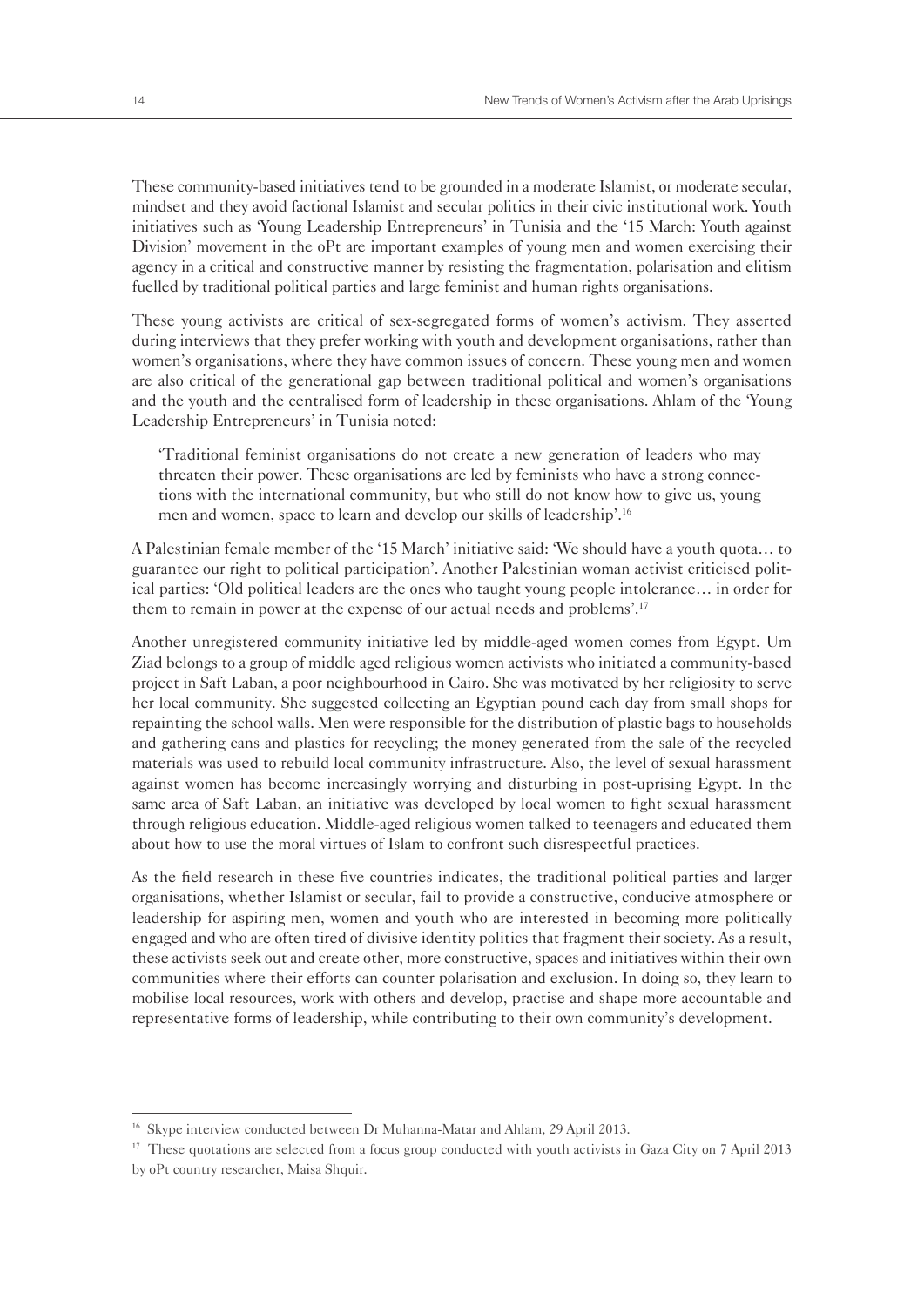These community-based initiatives tend to be grounded in a moderate Islamist, or moderate secular, mindset and they avoid factional Islamist and secular politics in their civic institutional work. Youth initiatives such as 'Young Leadership Entrepreneurs' in Tunisia and the '15 March: Youth against Division' movement in the oPt are important examples of young men and women exercising their agency in a critical and constructive manner by resisting the fragmentation, polarisation and elitism fuelled by traditional political parties and large feminist and human rights organisations.

These young activists are critical of sex-segregated forms of women's activism. They asserted during interviews that they prefer working with youth and development organisations, rather than women's organisations, where they have common issues of concern. These young men and women are also critical of the generational gap between traditional political and women's organisations and the youth and the centralised form of leadership in these organisations. Ahlam of the 'Young Leadership Entrepreneurs' in Tunisia noted:

> 'Traditional feminist organisations do not create a new generation of leaders who may threaten their power. These organisations are led by feminists who have a strong connections with the international community, but who still do not know how to give us, young men and women, space to learn and develop our skills of leadership'.[16]

A Palestinian female member of the '15 March' initiative said: 'We should have a youth quota… to guarantee our right to political participation'. Another Palestinian woman activist criticised political parties: 'Old political leaders are the ones who taught young people intolerance… in order for them to remain in power at the expense of our actual needs and problems'.[17]

Another unregistered community initiative led by middle-aged women comes from Egypt. Um Ziad belongs to a group of middle aged religious women activists who initiated a community-based project in Saft Laban, a poor neighbourhood in Cairo. She was motivated by her religiosity to serve her local community. She suggested collecting an Egyptian pound each day from small shops for repainting the school walls. Men were responsible for the distribution of plastic bags to households and gathering cans and plastics for recycling; the money generated from the sale of the recycled materials was used to rebuild local community infrastructure. Also, the level of sexual harassment against women has become increasingly worrying and disturbing in post-uprising Egypt. In the same area of Saft Laban, an initiative was developed by local women to fight sexual harassment through religious education. Middle-aged religious women talked to teenagers and educated them about how to use the moral virtues of Islam to confront such disrespectful practices.

As the field research in these five countries indicates, the traditional political parties and larger organisations, whether Islamist or secular, fail to provide a constructive, conducive atmosphere or leadership for aspiring men, women and youth who are interested in becoming more politically engaged and who are often tired of divisive identity politics that fragment their society. As a result, these activists seek out and create other, more constructive, spaces and initiatives within their own communities where their efforts can counter polarisation and exclusion. In doing so, they learn to mobilise local resources, work with others and develop, practise and shape more accountable and representative forms of leadership, while contributing to their own community's development.

---

[16] Skype interview conducted between Dr Muhanna-Matar and Ahlam, 29 April 2013.

[17] These quotations are selected from a focus group conducted with youth activists in Gaza City on 7 April 2013 by oPt country researcher, Maisa Shquir.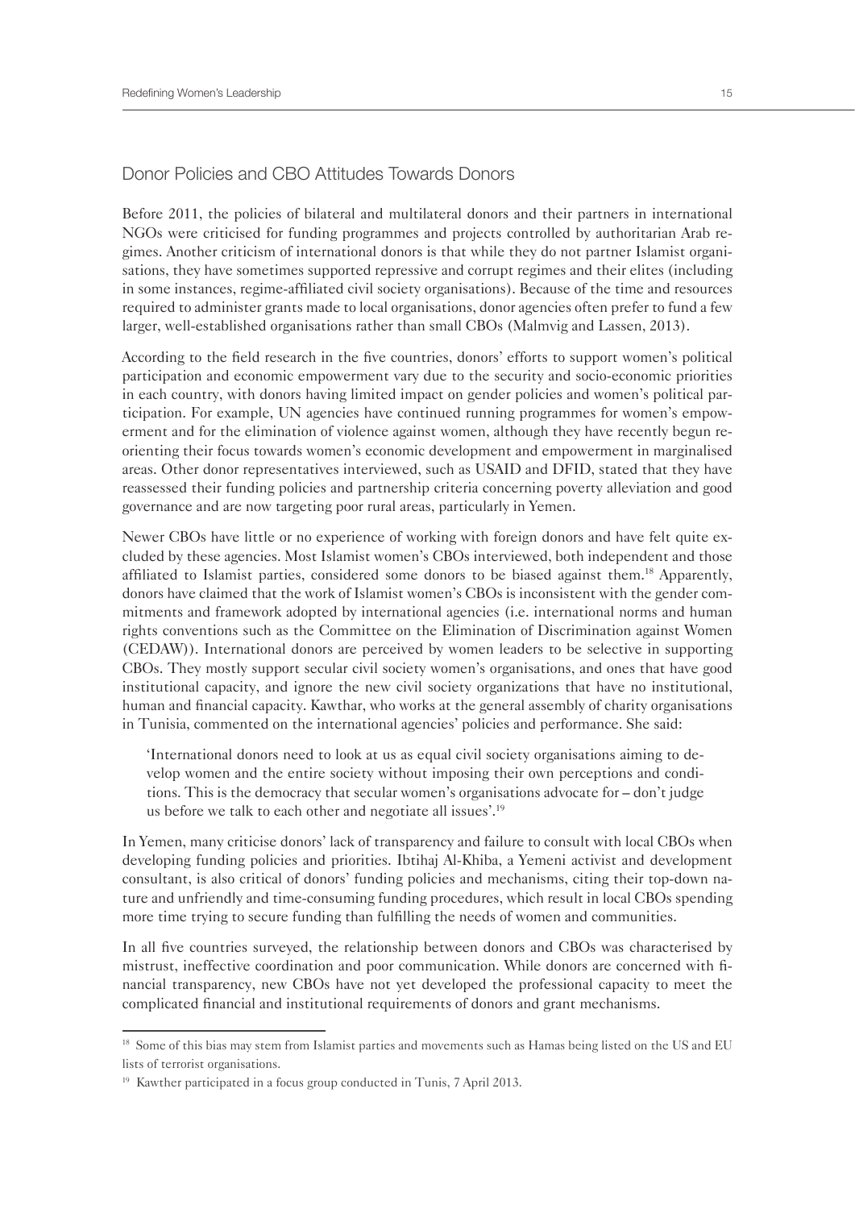## Donor Policies and CBO Attitudes Towards Donors

Before 2011, the policies of bilateral and multilateral donors and their partners in international NGOs were criticised for funding programmes and projects controlled by authoritarian Arab regimes. Another criticism of international donors is that while they do not partner Islamist organisations, they have sometimes supported repressive and corrupt regimes and their elites (including in some instances, regime-affiliated civil society organisations). Because of the time and resources required to administer grants made to local organisations, donor agencies often prefer to fund a few larger, well-established organisations rather than small CBOs (Malmvig and Lassen, 2013).

According to the field research in the five countries, donors' efforts to support women's political participation and economic empowerment vary due to the security and socio-economic priorities in each country, with donors having limited impact on gender policies and women's political participation. For example, UN agencies have continued running programmes for women's empowerment and for the elimination of violence against women, although they have recently begun reorienting their focus towards women's economic development and empowerment in marginalised areas. Other donor representatives interviewed, such as USAID and DFID, stated that they have reassessed their funding policies and partnership criteria concerning poverty alleviation and good governance and are now targeting poor rural areas, particularly in Yemen.

Newer CBOs have little or no experience of working with foreign donors and have felt quite excluded by these agencies. Most Islamist women's CBOs interviewed, both independent and those affiliated to Islamist parties, considered some donors to be biased against them.[18] Apparently, donors have claimed that the work of Islamist women's CBOs is inconsistent with the gender commitments and framework adopted by international agencies (i.e. international norms and human rights conventions such as the Committee on the Elimination of Discrimination against Women (CEDAW)). International donors are perceived by women leaders to be selective in supporting CBOs. They mostly support secular civil society women's organisations, and ones that have good institutional capacity, and ignore the new civil society organizations that have no institutional, human and financial capacity. Kawthar, who works at the general assembly of charity organisations in Tunisia, commented on the international agencies' policies and performance. She said:

> 'International donors need to look at us as equal civil society organisations aiming to develop women and the entire society without imposing their own perceptions and conditions. This is the democracy that secular women's organisations advocate for – don't judge us before we talk to each other and negotiate all issues'.[19]

In Yemen, many criticise donors' lack of transparency and failure to consult with local CBOs when developing funding policies and priorities. Ibtihaj Al-Khiba, a Yemeni activist and development consultant, is also critical of donors' funding policies and mechanisms, citing their top-down nature and unfriendly and time-consuming funding procedures, which result in local CBOs spending more time trying to secure funding than fulfilling the needs of women and communities.

In all five countries surveyed, the relationship between donors and CBOs was characterised by mistrust, ineffective coordination and poor communication. While donors are concerned with financial transparency, new CBOs have not yet developed the professional capacity to meet the complicated financial and institutional requirements of donors and grant mechanisms.

---

[18] Some of this bias may stem from Islamist parties and movements such as Hamas being listed on the US and EU lists of terrorist organisations.

[19] Kawther participated in a focus group conducted in Tunis, 7 April 2013.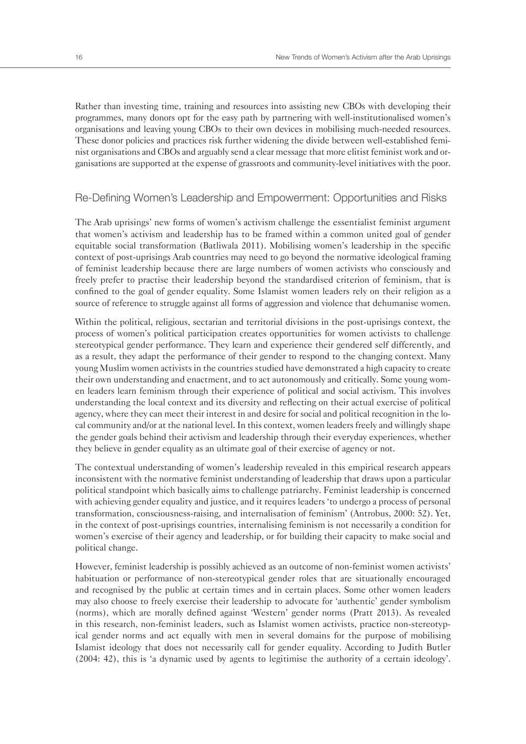Rather than investing time, training and resources into assisting new CBOs with developing their programmes, many donors opt for the easy path by partnering with well-institutionalised women's organisations and leaving young CBOs to their own devices in mobilising much-needed resources. These donor policies and practices risk further widening the divide between well-established feminist organisations and CBOs and arguably send a clear message that more elitist feminist work and organisations are supported at the expense of grassroots and community-level initiatives with the poor.

## Re-Defining Women's Leadership and Empowerment: Opportunities and Risks

The Arab uprisings' new forms of women's activism challenge the essentialist feminist argument that women's activism and leadership has to be framed within a common united goal of gender equitable social transformation (Batliwala 2011). Mobilising women's leadership in the specific context of post-uprisings Arab countries may need to go beyond the normative ideological framing of feminist leadership because there are large numbers of women activists who consciously and freely prefer to practise their leadership beyond the standardised criterion of feminism, that is confined to the goal of gender equality. Some Islamist women leaders rely on their religion as a source of reference to struggle against all forms of aggression and violence that dehumanise women.

Within the political, religious, sectarian and territorial divisions in the post-uprisings context, the process of women's political participation creates opportunities for women activists to challenge stereotypical gender performance. They learn and experience their gendered self differently, and as a result, they adapt the performance of their gender to respond to the changing context. Many young Muslim women activists in the countries studied have demonstrated a high capacity to create their own understanding and enactment, and to act autonomously and critically. Some young women leaders learn feminism through their experience of political and social activism. This involves understanding the local context and its diversity and reflecting on their actual exercise of political agency, where they can meet their interest in and desire for social and political recognition in the local community and/or at the national level. In this context, women leaders freely and willingly shape the gender goals behind their activism and leadership through their everyday experiences, whether they believe in gender equality as an ultimate goal of their exercise of agency or not.

The contextual understanding of women's leadership revealed in this empirical research appears inconsistent with the normative feminist understanding of leadership that draws upon a particular political standpoint which basically aims to challenge patriarchy. Feminist leadership is concerned with achieving gender equality and justice, and it requires leaders 'to undergo a process of personal transformation, consciousness-raising, and internalisation of feminism' (Antrobus, 2000: 52). Yet, in the context of post-uprisings countries, internalising feminism is not necessarily a condition for women's exercise of their agency and leadership, or for building their capacity to make social and political change.

However, feminist leadership is possibly achieved as an outcome of non-feminist women activists' habituation or performance of non-stereotypical gender roles that are situationally encouraged and recognised by the public at certain times and in certain places. Some other women leaders may also choose to freely exercise their leadership to advocate for 'authentic' gender symbolism (norms), which are morally defined against 'Western' gender norms (Pratt 2013). As revealed in this research, non-feminist leaders, such as Islamist women activists, practice non-stereotypical gender norms and act equally with men in several domains for the purpose of mobilising Islamist ideology that does not necessarily call for gender equality. According to Judith Butler (2004: 42), this is 'a dynamic used by agents to legitimise the authority of a certain ideology'.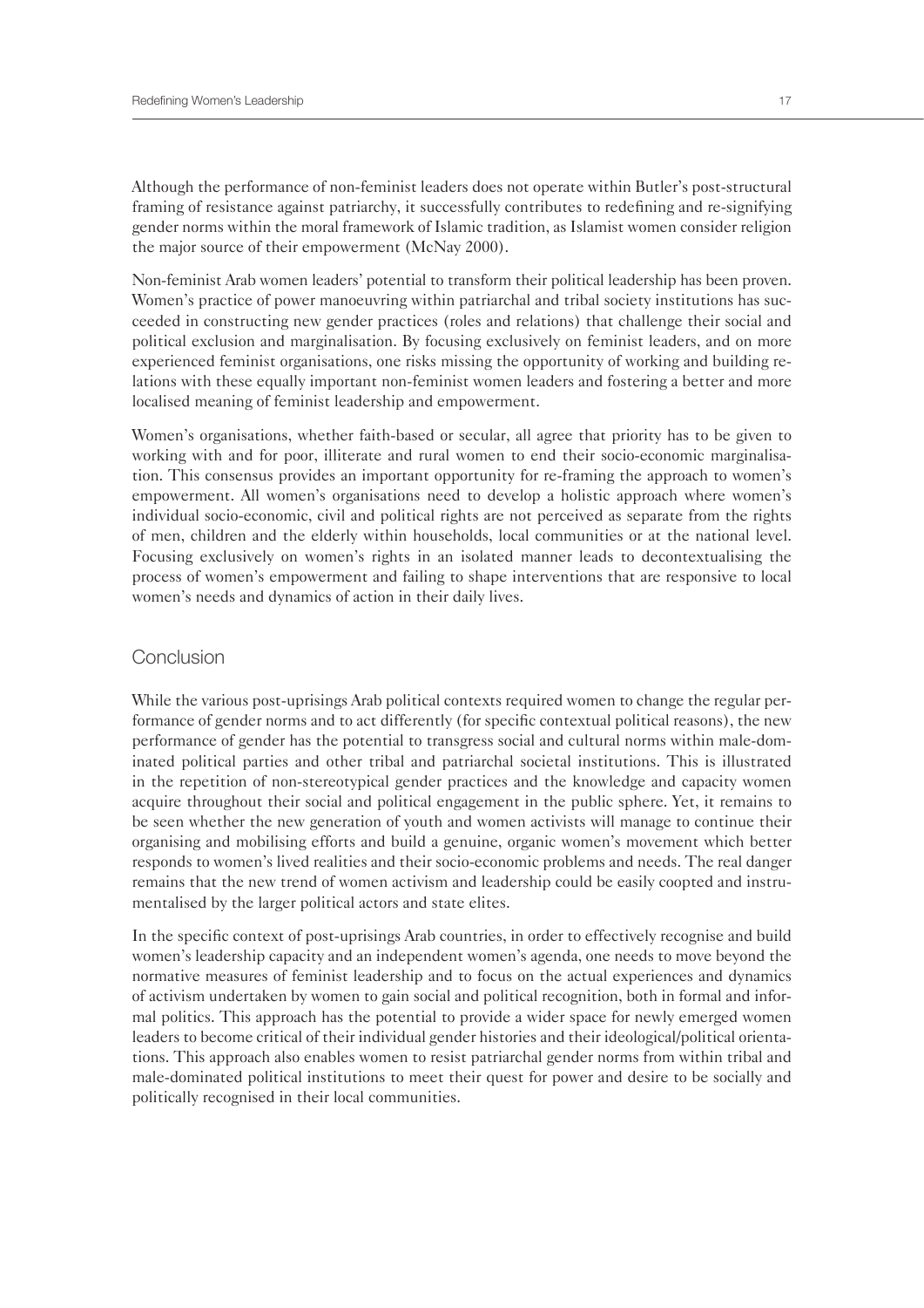Although the performance of non-feminist leaders does not operate within Butler's post-structural framing of resistance against patriarchy, it successfully contributes to redefining and re-signifying gender norms within the moral framework of Islamic tradition, as Islamist women consider religion the major source of their empowerment (McNay 2000).

Non-feminist Arab women leaders' potential to transform their political leadership has been proven. Women's practice of power manoeuvring within patriarchal and tribal society institutions has succeeded in constructing new gender practices (roles and relations) that challenge their social and political exclusion and marginalisation. By focusing exclusively on feminist leaders, and on more experienced feminist organisations, one risks missing the opportunity of working and building relations with these equally important non-feminist women leaders and fostering a better and more localised meaning of feminist leadership and empowerment.

Women's organisations, whether faith-based or secular, all agree that priority has to be given to working with and for poor, illiterate and rural women to end their socio-economic marginalisation. This consensus provides an important opportunity for re-framing the approach to women's empowerment. All women's organisations need to develop a holistic approach where women's individual socio-economic, civil and political rights are not perceived as separate from the rights of men, children and the elderly within households, local communities or at the national level. Focusing exclusively on women's rights in an isolated manner leads to decontextualising the process of women's empowerment and failing to shape interventions that are responsive to local women's needs and dynamics of action in their daily lives.

## Conclusion

While the various post-uprisings Arab political contexts required women to change the regular performance of gender norms and to act differently (for specific contextual political reasons), the new performance of gender has the potential to transgress social and cultural norms within male-dominated political parties and other tribal and patriarchal societal institutions. This is illustrated in the repetition of non-stereotypical gender practices and the knowledge and capacity women acquire throughout their social and political engagement in the public sphere. Yet, it remains to be seen whether the new generation of youth and women activists will manage to continue their organising and mobilising efforts and build a genuine, organic women's movement which better responds to women's lived realities and their socio-economic problems and needs. The real danger remains that the new trend of women activism and leadership could be easily coopted and instrumentalised by the larger political actors and state elites.

In the specific context of post-uprisings Arab countries, in order to effectively recognise and build women's leadership capacity and an independent women's agenda, one needs to move beyond the normative measures of feminist leadership and to focus on the actual experiences and dynamics of activism undertaken by women to gain social and political recognition, both in formal and informal politics. This approach has the potential to provide a wider space for newly emerged women leaders to become critical of their individual gender histories and their ideological/political orientations. This approach also enables women to resist patriarchal gender norms from within tribal and male-dominated political institutions to meet their quest for power and desire to be socially and politically recognised in their local communities.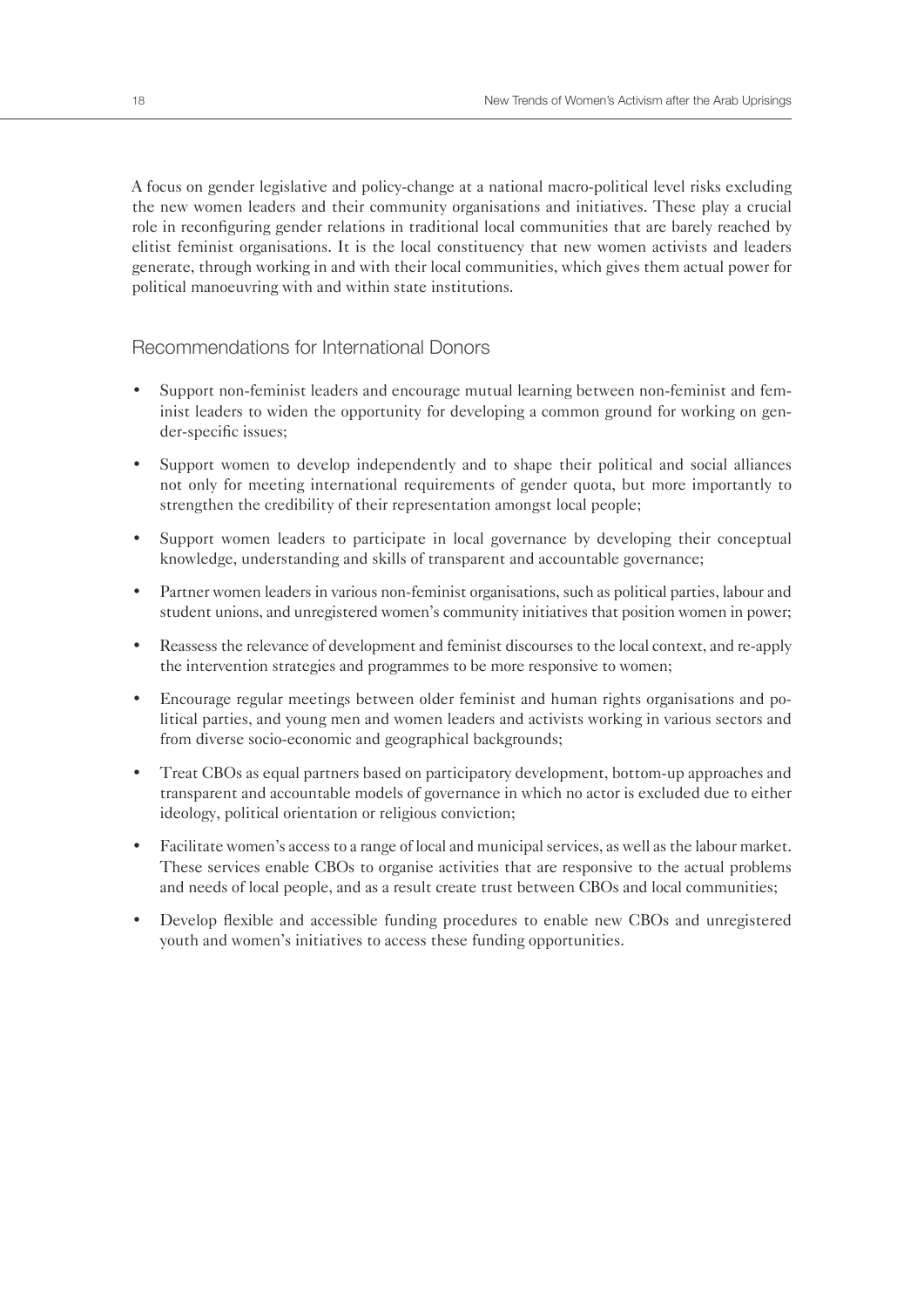A focus on gender legislative and policy-change at a national macro-political level risks excluding the new women leaders and their community organisations and initiatives. These play a crucial role in reconfiguring gender relations in traditional local communities that are barely reached by elitist feminist organisations. It is the local constituency that new women activists and leaders generate, through working in and with their local communities, which gives them actual power for political manoeuvring with and within state institutions.

## Recommendations for International Donors

- Support non-feminist leaders and encourage mutual learning between non-feminist and feminist leaders to widen the opportunity for developing a common ground for working on gender-specific issues;
- Support women to develop independently and to shape their political and social alliances not only for meeting international requirements of gender quota, but more importantly to strengthen the credibility of their representation amongst local people;
- Support women leaders to participate in local governance by developing their conceptual knowledge, understanding and skills of transparent and accountable governance;
- Partner women leaders in various non-feminist organisations, such as political parties, labour and student unions, and unregistered women's community initiatives that position women in power;
- Reassess the relevance of development and feminist discourses to the local context, and re-apply the intervention strategies and programmes to be more responsive to women;
- Encourage regular meetings between older feminist and human rights organisations and political parties, and young men and women leaders and activists working in various sectors and from diverse socio-economic and geographical backgrounds;
- Treat CBOs as equal partners based on participatory development, bottom-up approaches and transparent and accountable models of governance in which no actor is excluded due to either ideology, political orientation or religious conviction;
- Facilitate women's access to a range of local and municipal services, as well as the labour market. These services enable CBOs to organise activities that are responsive to the actual problems and needs of local people, and as a result create trust between CBOs and local communities;
- Develop flexible and accessible funding procedures to enable new CBOs and unregistered youth and women's initiatives to access these funding opportunities.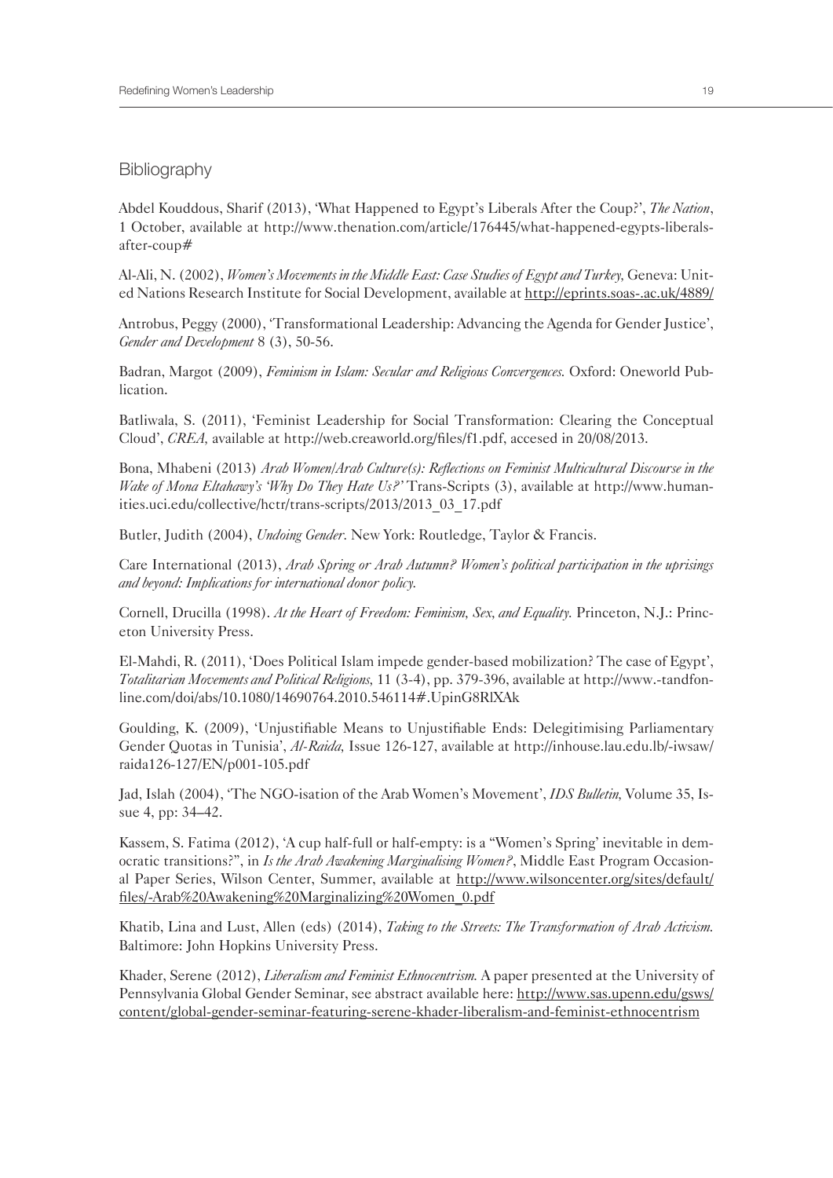## Bibliography

Abdel Kouddous, Sharif (2013), 'What Happened to Egypt's Liberals After the Coup?', *The Nation*, 1 October, available at http://www.thenation.com/article/176445/what-happened-egypts-liberals-after-coup#

Al-Ali, N. (2002), *Women's Movements in the Middle East: Case Studies of Egypt and Turkey,* Geneva: United Nations Research Institute for Social Development, available at http://eprints.soas-.ac.uk/4889/

Antrobus, Peggy (2000), 'Transformational Leadership: Advancing the Agenda for Gender Justice', *Gender and Development* 8 (3), 50-56.

Badran, Margot (2009), *Feminism in Islam: Secular and Religious Convergences.* Oxford: Oneworld Publication.

Batliwala, S. (2011), 'Feminist Leadership for Social Transformation: Clearing the Conceptual Cloud', *CREA,* available at http://web.creaworld.org/files/f1.pdf, accesed in 20/08/2013.

Bona, Mhabeni (2013) *Arab Women/Arab Culture(s): Reflections on Feminist Multicultural Discourse in the Wake of Mona Eltahawy's 'Why Do They Hate Us?'* Trans-Scripts (3), available at http://www.humanities.uci.edu/collective/hctr/trans-scripts/2013/2013_03_17.pdf

Butler, Judith (2004), *Undoing Gender.* New York: Routledge, Taylor & Francis.

Care International (2013), *Arab Spring or Arab Autumn? Women's political participation in the uprisings and beyond: Implications for international donor policy.*

Cornell, Drucilla (1998). *At the Heart of Freedom: Feminism, Sex, and Equality.* Princeton, N.J.: Princeton University Press.

El-Mahdi, R. (2011), 'Does Political Islam impede gender-based mobilization? The case of Egypt', *Totalitarian Movements and Political Religions,* 11 (3-4), pp. 379-396, available at http://www.-tandfonline.com/doi/abs/10.1080/14690764.2010.546114#.UpinG8RlXAk

Goulding, K. (2009), 'Unjustifiable Means to Unjustifiable Ends: Delegitimising Parliamentary Gender Quotas in Tunisia', *Al-Raida,* Issue 126-127, available at http://inhouse.lau.edu.lb/-iwsaw/raida126-127/EN/p001-105.pdf

Jad, Islah (2004), 'The NGO-isation of the Arab Women's Movement', *IDS Bulletin,* Volume 35, Issue 4, pp: 34–42.

Kassem, S. Fatima (2012), 'A cup half-full or half-empty: is a "Women's Spring' inevitable in democratic transitions?", in *Is the Arab Awakening Marginalising Women?*, Middle East Program Occasional Paper Series, Wilson Center, Summer, available at http://www.wilsoncenter.org/sites/default/files/-Arab%20Awakening%20Marginalizing%20Women_0.pdf

Khatib, Lina and Lust, Allen (eds) (2014), *Taking to the Streets: The Transformation of Arab Activism.* Baltimore: John Hopkins University Press.

Khader, Serene (2012), *Liberalism and Feminist Ethnocentrism.* A paper presented at the University of Pennsylvania Global Gender Seminar, see abstract available here: http://www.sas.upenn.edu/gsws/content/global-gender-seminar-featuring-serene-khader-liberalism-and-feminist-ethnocentrism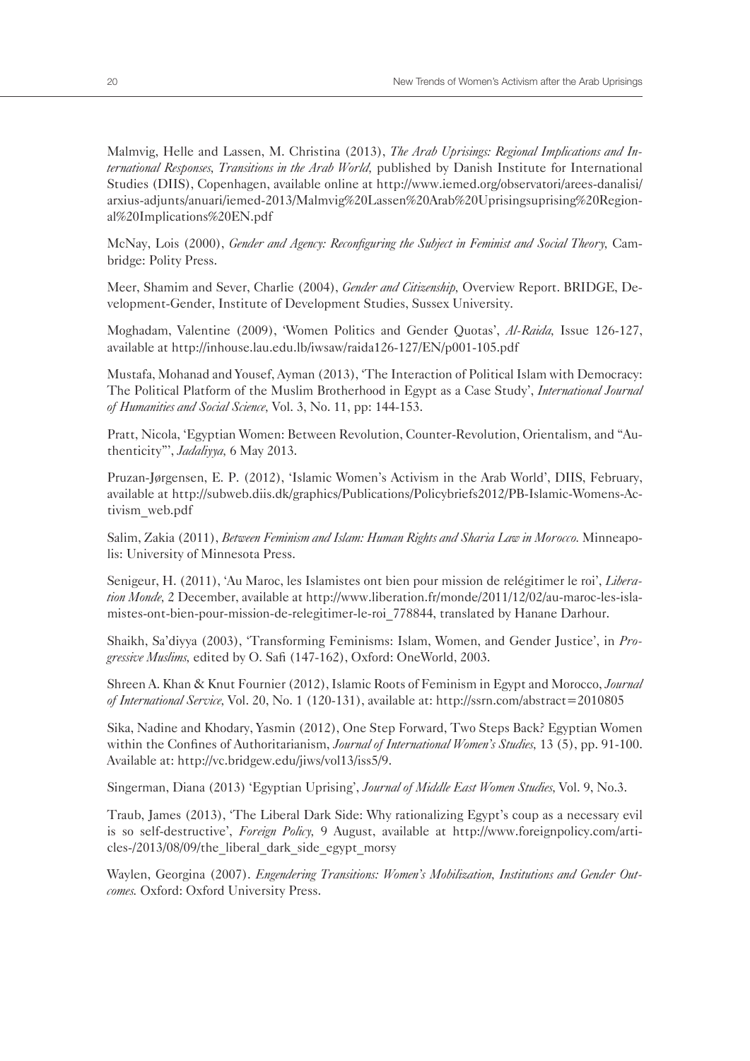Malmvig, Helle and Lassen, M. Christina (2013), *The Arab Uprisings: Regional Implications and International Responses, Transitions in the Arab World,* published by Danish Institute for International Studies (DIIS), Copenhagen, available online at http://www.iemed.org/observatori/arees-danalisi/arxius-adjunts/anuari/iemed-2013/Malmvig%20Lassen%20Arab%20Uprisingsuprising%20Regional%20Implications%20EN.pdf

McNay, Lois (2000), *Gender and Agency: Reconfiguring the Subject in Feminist and Social Theory,* Cambridge: Polity Press.

Meer, Shamim and Sever, Charlie (2004), *Gender and Citizenship,* Overview Report. BRIDGE, Development-Gender, Institute of Development Studies, Sussex University.

Moghadam, Valentine (2009), 'Women Politics and Gender Quotas', *Al-Raida,* Issue 126-127, available at http://inhouse.lau.edu.lb/iwsaw/raida126-127/EN/p001-105.pdf

Mustafa, Mohanad and Yousef, Ayman (2013), 'The Interaction of Political Islam with Democracy: The Political Platform of the Muslim Brotherhood in Egypt as a Case Study', *International Journal of Humanities and Social Science,* Vol. 3, No. 11, pp: 144-153.

Pratt, Nicola, 'Egyptian Women: Between Revolution, Counter-Revolution, Orientalism, and "Authenticity"', *Jadaliyya,* 6 May 2013.

Pruzan-Jørgensen, E. P. (2012), 'Islamic Women's Activism in the Arab World', DIIS, February, available at http://subweb.diis.dk/graphics/Publications/Policybriefs2012/PB-Islamic-Womens-Activism_web.pdf

Salim, Zakia (2011), *Between Feminism and Islam: Human Rights and Sharia Law in Morocco.* Minneapolis: University of Minnesota Press.

Senigeur, H. (2011), 'Au Maroc, les Islamistes ont bien pour mission de relégitimer le roi', *Liberation Monde,* 2 December, available at http://www.liberation.fr/monde/2011/12/02/au-maroc-les-islamistes-ont-bien-pour-mission-de-relegitimer-le-roi_778844, translated by Hanane Darhour.

Shaikh, Sa'diyya (2003), 'Transforming Feminisms: Islam, Women, and Gender Justice', in *Progressive Muslims,* edited by O. Safi (147-162), Oxford: OneWorld, 2003.

Shreen A. Khan & Knut Fournier (2012), Islamic Roots of Feminism in Egypt and Morocco, *Journal of International Service,* Vol. 20, No. 1 (120-131), available at: http://ssrn.com/abstract=2010805

Sika, Nadine and Khodary, Yasmin (2012), One Step Forward, Two Steps Back? Egyptian Women within the Confines of Authoritarianism, *Journal of International Women's Studies,* 13 (5), pp. 91-100. Available at: http://vc.bridgew.edu/jiws/vol13/iss5/9.

Singerman, Diana (2013) 'Egyptian Uprising', *Journal of Middle East Women Studies,* Vol. 9, No.3.

Traub, James (2013), 'The Liberal Dark Side: Why rationalizing Egypt's coup as a necessary evil is so self-destructive', *Foreign Policy,* 9 August, available at http://www.foreignpolicy.com/articles-/2013/08/09/the_liberal_dark_side_egypt_morsy

Waylen, Georgina (2007). *Engendering Transitions: Women's Mobilization, Institutions and Gender Outcomes.* Oxford: Oxford University Press.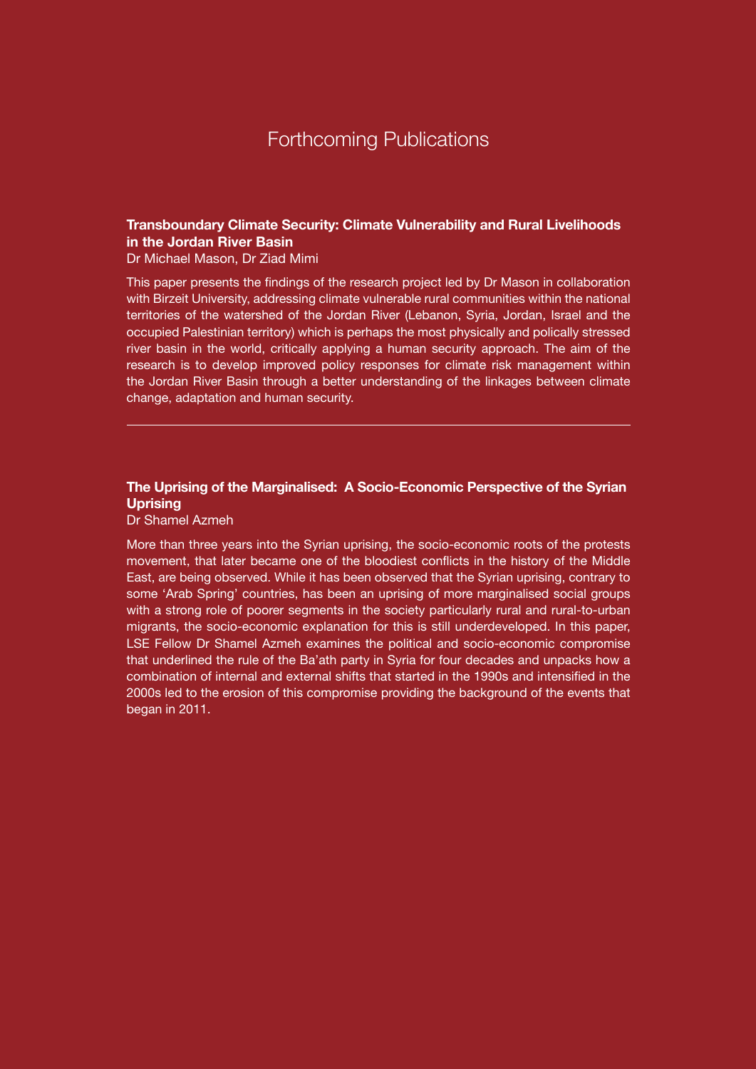# Forthcoming Publications

**Transboundary Climate Security: Climate Vulnerability and Rural Livelihoods in the Jordan River Basin**
Dr Michael Mason, Dr Ziad Mimi

This paper presents the findings of the research project led by Dr Mason in collaboration with Birzeit University, addressing climate vulnerable rural communities within the national territories of the watershed of the Jordan River (Lebanon, Syria, Jordan, Israel and the occupied Palestinian territory) which is perhaps the most physically and polically stressed river basin in the world, critically applying a human security approach. The aim of the research is to develop improved policy responses for climate risk management within the Jordan River Basin through a better understanding of the linkages between climate change, adaptation and human security.

---

**The Uprising of the Marginalised: A Socio-Economic Perspective of the Syrian Uprising**
Dr Shamel Azmeh

More than three years into the Syrian uprising, the socio-economic roots of the protests movement, that later became one of the bloodiest conflicts in the history of the Middle East, are being observed. While it has been observed that the Syrian uprising, contrary to some 'Arab Spring' countries, has been an uprising of more marginalised social groups with a strong role of poorer segments in the society particularly rural and rural-to-urban migrants, the socio-economic explanation for this is still underdeveloped. In this paper, LSE Fellow Dr Shamel Azmeh examines the political and socio-economic compromise that underlined the rule of the Ba'ath party in Syria for four decades and unpacks how a combination of internal and external shifts that started in the 1990s and intensified in the 2000s led to the erosion of this compromise providing the background of the events that began in 2011.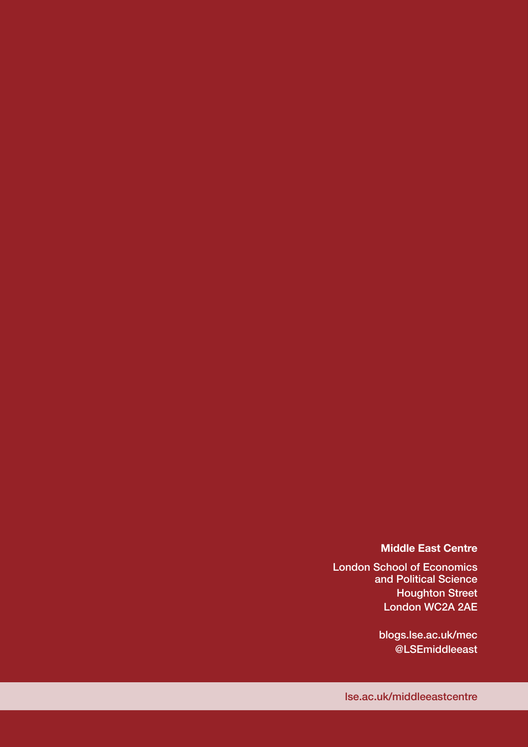**Middle East Centre**

London School of Economics
and Political Science
Houghton Street
London WC2A 2AE

blogs.lse.ac.uk/mec
@LSEmiddleeast

lse.ac.uk/middleeastcentre